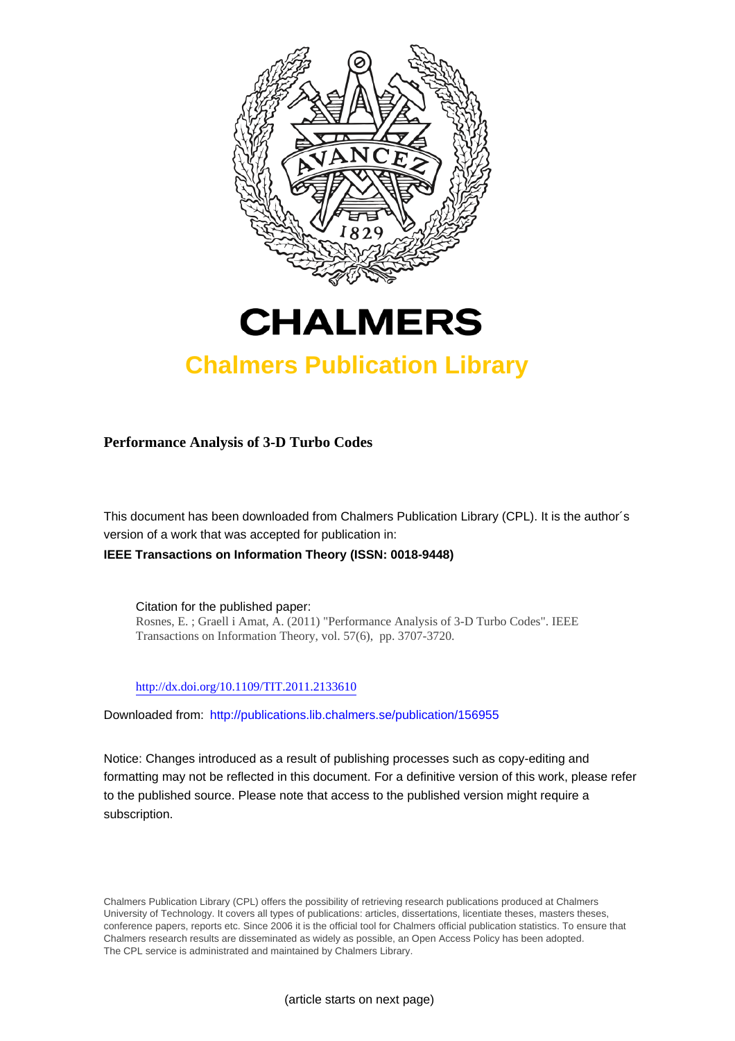CHALMERS

## Chalmers Publication Library

**Performance Analysis of 3-D Turbo Codes**

This document has been downloaded from Chalmers Publication Library (CPL). It is the author´s version of a work that was accepted for publication in:

**IEEE Transactions on Information Theory (ISSN: 0018-9448)**

Citation for the published paper:
Rosnes, E. ; Graell i Amat, A. (2011) "Performance Analysis of 3-D Turbo Codes". IEEE Transactions on Information Theory, vol. 57(6), pp. 3707-3720.

http://dx.doi.org/10.1109/TIT.2011.2133610

Downloaded from: http://publications.lib.chalmers.se/publication/156955

Notice: Changes introduced as a result of publishing processes such as copy-editing and formatting may not be reflected in this document. For a definitive version of this work, please refer to the published source. Please note that access to the published version might require a subscription.

Chalmers Publication Library (CPL) offers the possibility of retrieving research publications produced at Chalmers University of Technology. It covers all types of publications: articles, dissertations, licentiate theses, masters theses, conference papers, reports etc. Since 2006 it is the official tool for Chalmers official publication statistics. To ensure that Chalmers research results are disseminated as widely as possible, an Open Access Policy has been adopted. The CPL service is administrated and maintained by Chalmers Library.

(article starts on next page)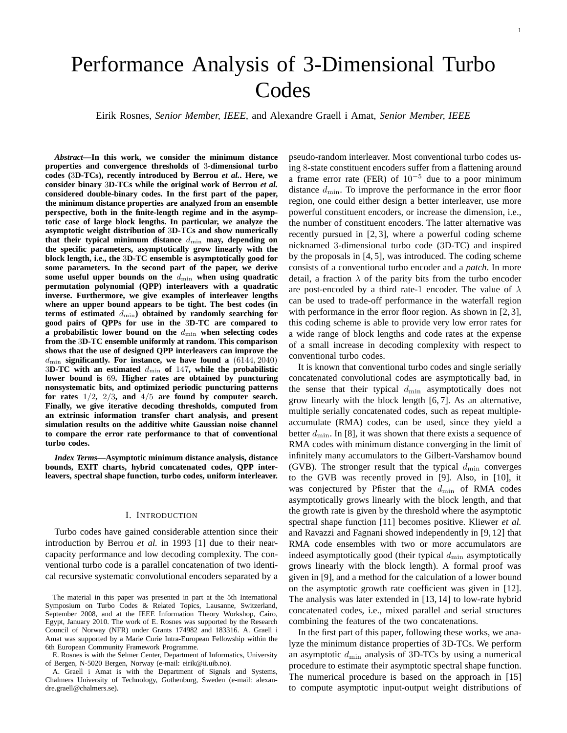# Performance Analysis of 3-Dimensional Turbo Codes

Eirik Rosnes, *Senior Member, IEEE,* and Alexandre Graell i Amat, *Senior Member, IEEE*

***Abstract*—In this work, we consider the minimum distance properties and convergence thresholds of 3-dimensional turbo codes (3D-TCs), recently introduced by Berrou *et al.*. Here, we consider binary 3D-TCs while the original work of Berrou *et al.* considered double-binary codes. In the first part of the paper, the minimum distance properties are analyzed from an ensemble perspective, both in the finite-length regime and in the asymptotic case of large block lengths. In particular, we analyze the asymptotic weight distribution of 3D-TCs and show numerically that their typical minimum distance $d_{\min}$ may, depending on the specific parameters, asymptotically grow linearly with the block length, i.e., the 3D-TC ensemble is asymptotically good for some parameters. In the second part of the paper, we derive some useful upper bounds on the $d_{\min}$ when using quadratic permutation polynomial (QPP) interleavers with a quadratic inverse. Furthermore, we give examples of interleaver lengths where an upper bound appears to be tight. The best codes (in terms of estimated $d_{\min}$) obtained by randomly searching for good pairs of QPPs for use in the 3D-TC are compared to a probabilistic lower bound on the $d_{\min}$ when selecting codes from the 3D-TC ensemble uniformly at random. This comparison shows that the use of designed QPP interleavers can improve the $d_{\min}$ significantly. For instance, we have found a $(6144, 2040)$ 3D-TC with an estimated $d_{\min}$ of 147, while the probabilistic lower bound is 69. Higher rates are obtained by puncturing nonsystematic bits, and optimized periodic puncturing patterns for rates 1/2, 2/3, and 4/5 are found by computer search. Finally, we give iterative decoding thresholds, computed from an extrinsic information transfer chart analysis, and present simulation results on the additive white Gaussian noise channel to compare the error rate performance to that of conventional turbo codes.**

***Index Terms*—Asymptotic minimum distance analysis, distance bounds, EXIT charts, hybrid concatenated codes, QPP interleavers, spectral shape function, turbo codes, uniform interleaver.**

## I. Introduction

Turbo codes have gained considerable attention since their introduction by Berrou *et al.* in 1993 [1] due to their near-capacity performance and low decoding complexity. The conventional turbo code is a parallel concatenation of two identical recursive systematic convolutional encoders separated by a pseudo-random interleaver. Most conventional turbo codes using 8-state constituent encoders suffer from a flattening around a frame error rate (FER) of $10^{-5}$ due to a poor minimum distance $d_{\min}$. To improve the performance in the error floor region, one could either design a better interleaver, use more powerful constituent encoders, or increase the dimension, i.e., the number of constituent encoders. The latter alternative was recently pursued in [2, 3], where a powerful coding scheme nicknamed 3-dimensional turbo code (3D-TC) and inspired by the proposals in [4, 5], was introduced. The coding scheme consists of a conventional turbo encoder and a *patch*. In more detail, a fraction $\lambda$ of the parity bits from the turbo encoder are post-encoded by a third rate-1 encoder. The value of $\lambda$ can be used to trade-off performance in the waterfall region with performance in the error floor region. As shown in [2, 3], this coding scheme is able to provide very low error rates for a wide range of block lengths and code rates at the expense of a small increase in decoding complexity with respect to conventional turbo codes.

It is known that conventional turbo codes and single serially concatenated convolutional codes are asymptotically bad, in the sense that their typical $d_{\min}$ asymptotically does not grow linearly with the block length [6, 7]. As an alternative, multiple serially concatenated codes, such as repeat multiple-accumulate (RMA) codes, can be used, since they yield a better $d_{\min}$. In [8], it was shown that there exists a sequence of RMA codes with minimum distance converging in the limit of infinitely many accumulators to the Gilbert-Varshamov bound (GVB). The stronger result that the typical $d_{\min}$ converges to the GVB was recently proved in [9]. Also, in [10], it was conjectured by Pfister that the $d_{\min}$ of RMA codes asymptotically grows linearly with the block length, and that the growth rate is given by the threshold where the asymptotic spectral shape function [11] becomes positive. Kliewer *et al.* and Ravazzi and Fagnani showed independently in [9, 12] that RMA code ensembles with two or more accumulators are indeed asymptotically good (their typical $d_{\min}$ asymptotically grows linearly with the block length). A formal proof was given in [9], and a method for the calculation of a lower bound on the asymptotic growth rate coefficient was given in [12]. The analysis was later extended in [13, 14] to low-rate hybrid concatenated codes, i.e., mixed parallel and serial structures combining the features of the two concatenations.

In the first part of this paper, following these works, we analyze the minimum distance properties of 3D-TCs. We perform an asymptotic $d_{\min}$ analysis of 3D-TCs by using a numerical procedure to estimate their asymptotic spectral shape function. The numerical procedure is based on the approach in [15] to compute asymptotic input-output weight distributions of

The material in this paper was presented in part at the 5th International Symposium on Turbo Codes & Related Topics, Lausanne, Switzerland, September 2008, and at the IEEE Information Theory Workshop, Cairo, Egypt, January 2010. The work of E. Rosnes was supported by the Research Council of Norway (NFR) under Grants 174982 and 183316. A. Graell i Amat was supported by a Marie Curie Intra-European Fellowship within the 6th European Community Framework Programme.

E. Rosnes is with the Selmer Center, Department of Informatics, University of Bergen, N-5020 Bergen, Norway (e-mail: eirik@ii.uib.no).

A. Graell i Amat is with the Department of Signals and Systems, Chalmers University of Technology, Gothenburg, Sweden (e-mail: alexandre.graell@chalmers.se).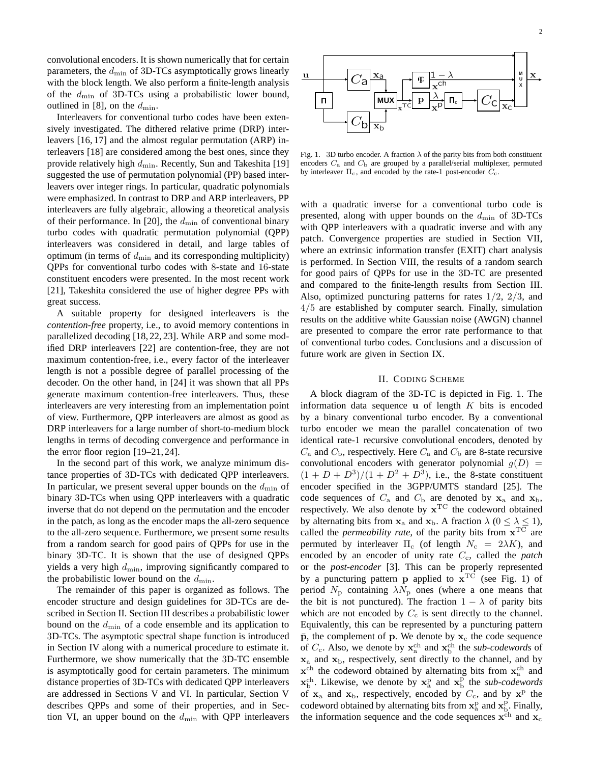convolutional encoders. It is shown numerically that for certain parameters, the $d_{\min}$ of 3D-TCs asymptotically grows linearly with the block length. We also perform a finite-length analysis of the $d_{\min}$ of 3D-TCs using a probabilistic lower bound, outlined in [8], on the $d_{\min}$.

Interleavers for conventional turbo codes have been extensively investigated. The dithered relative prime (DRP) interleavers [16, 17] and the almost regular permutation (ARP) interleavers [18] are considered among the best ones, since they provide relatively high $d_{\min}$. Recently, Sun and Takeshita [19] suggested the use of permutation polynomial (PP) based interleavers over integer rings. In particular, quadratic polynomials were emphasized. In contrast to DRP and ARP interleavers, PP interleavers are fully algebraic, allowing a theoretical analysis of their performance. In [20], the $d_{\min}$ of conventional binary turbo codes with quadratic permutation polynomial (QPP) interleavers was considered in detail, and large tables of optimum (in terms of $d_{\min}$ and its corresponding multiplicity) QPPs for conventional turbo codes with 8-state and 16-state constituent encoders were presented. In the most recent work [21], Takeshita considered the use of higher degree PPs with great success.

A suitable property for designed interleavers is the *contention-free* property, i.e., to avoid memory contentions in parallelized decoding [18, 22, 23]. While ARP and some modified DRP interleavers [22] are contention-free, they are not maximum contention-free, i.e., every factor of the interleaver length is not a possible degree of parallel processing of the decoder. On the other hand, in [24] it was shown that all PPs generate maximum contention-free interleavers. Thus, these interleavers are very interesting from an implementation point of view. Furthermore, QPP interleavers are almost as good as DRP interleavers for a large number of short-to-medium block lengths in terms of decoding convergence and performance in the error floor region [19–21, 24].

In the second part of this work, we analyze minimum distance properties of 3D-TCs with dedicated QPP interleavers. In particular, we present several upper bounds on the $d_{\min}$ of binary 3D-TCs when using QPP interleavers with a quadratic inverse that do not depend on the permutation and the encoder in the patch, as long as the encoder maps the all-zero sequence to the all-zero sequence. Furthermore, we present some results from a random search for good pairs of QPPs for use in the binary 3D-TC. It is shown that the use of designed QPPs yields a very high $d_{\min}$, improving significantly compared to the probabilistic lower bound on the $d_{\min}$.

The remainder of this paper is organized as follows. The encoder structure and design guidelines for 3D-TCs are described in Section II. Section III describes a probabilistic lower bound on the $d_{\min}$ of a code ensemble and its application to 3D-TCs. The asymptotic spectral shape function is introduced in Section IV along with a numerical procedure to estimate it. Furthermore, we show numerically that the 3D-TC ensemble is asymptotically good for certain parameters. The minimum distance properties of 3D-TCs with dedicated QPP interleavers are addressed in Sections V and VI. In particular, Section V describes QPPs and some of their properties, and in Section VI, an upper bound on the $d_{\min}$ with QPP interleavers with a quadratic inverse for a conventional turbo code is presented, along with upper bounds on the $d_{\min}$ of 3D-TCs with QPP interleavers with a quadratic inverse and with any patch. Convergence properties are studied in Section VII, where an extrinsic information transfer (EXIT) chart analysis is performed. In Section VIII, the results of a random search for good pairs of QPPs for use in the 3D-TC are presented and compared to the finite-length results from Section III. Also, optimized puncturing patterns for rates $1/2$, $2/3$, and $4/5$ are established by computer search. Finally, simulation results on the additive white Gaussian noise (AWGN) channel are presented to compare the error rate performance to that of conventional turbo codes. Conclusions and a discussion of future work are given in Section IX.

Fig. 1. 3D turbo encoder. A fraction $\lambda$ of the parity bits from both constituent encoders $C_{\rm a}$ and $C_{\rm b}$ are grouped by a parallel/serial multiplexer, permuted by interleaver $\Pi_{\rm c}$, and encoded by the rate-1 post-encoder $C_{\rm c}$.

## II. Coding Scheme

A block diagram of the 3D-TC is depicted in Fig. 1. The information data sequence $\mathbf{u}$ of length $K$ bits is encoded by a binary conventional turbo encoder. By a conventional turbo encoder we mean the parallel concatenation of two identical rate-1 recursive convolutional encoders, denoted by $C_{\rm a}$ and $C_{\rm b}$, respectively. Here $C_{\rm a}$ and $C_{\rm b}$ are 8-state recursive convolutional encoders with generator polynomial $g(D) = (1 + D + D^3)/(1 + D^2 + D^3)$, i.e., the 8-state constituent encoder specified in the 3GPP/UMTS standard [25]. The code sequences of $C_{\rm a}$ and $C_{\rm b}$ are denoted by $\mathbf{x}_{\rm a}$ and $\mathbf{x}_{\rm b}$, respectively. We also denote by $\mathbf{x}^{\rm TC}$ the codeword obtained by alternating bits from $\mathbf{x}_{\rm a}$ and $\mathbf{x}_{\rm b}$. A fraction $\lambda$ ($0 \leq \lambda \leq 1$), called the *permeability rate*, of the parity bits from $\mathbf{x}^{\rm TC}$ are permuted by interleaver $\Pi_{\rm c}$ (of length $N_{\rm c} = 2\lambda K$), and encoded by an encoder of unity rate $C_{\rm c}$, called the *patch* or the *post-encoder* [3]. This can be properly represented by a puncturing pattern $\mathbf{p}$ applied to $\mathbf{x}^{\rm TC}$ (see Fig. 1) of period $N_{\rm p}$ containing $\lambda N_{\rm p}$ ones (where a one means that the bit is not punctured). The fraction $1 - \lambda$ of parity bits which are not encoded by $C_{\rm c}$ is sent directly to the channel. Equivalently, this can be represented by a puncturing pattern $\bar{\mathbf{p}}$, the complement of $\mathbf{p}$. We denote by $\mathbf{x}_{\rm c}$ the code sequence of $C_{\rm c}$. Also, we denote by $\mathbf{x}_{\rm a}^{\rm ch}$ and $\mathbf{x}_{\rm b}^{\rm ch}$ the *sub-codewords* of $\mathbf{x}_{\rm a}$ and $\mathbf{x}_{\rm b}$, respectively, sent directly to the channel, and by $\mathbf{x}^{\rm ch}$ the codeword obtained by alternating bits from $\mathbf{x}_{\rm a}^{\rm ch}$ and $\mathbf{x}_{\rm b}^{\rm ch}$. Likewise, we denote by $\mathbf{x}_{\rm a}^{\rm p}$ and $\mathbf{x}_{\rm b}^{\rm p}$ the *sub-codewords* of $\mathbf{x}_{\rm a}$ and $\mathbf{x}_{\rm b}$, respectively, encoded by $C_{\rm c}$, and by $\mathbf{x}^{\rm p}$ the codeword obtained by alternating bits from $\mathbf{x}_{\rm a}^{\rm p}$ and $\mathbf{x}_{\rm b}^{\rm p}$. Finally, the information sequence and the code sequences $\mathbf{x}^{\rm ch}$ and $\mathbf{x}_{\rm c}$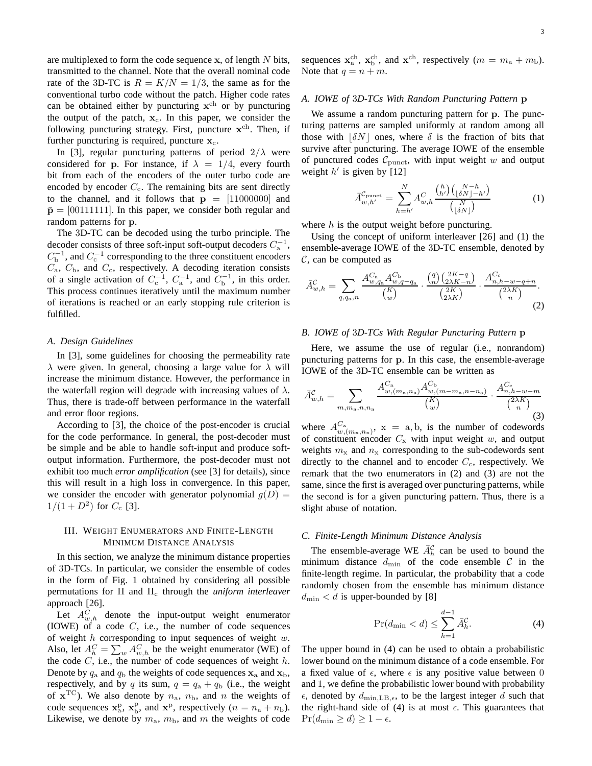are multiplexed to form the code sequence $\mathbf{x}$, of length $N$ bits, transmitted to the channel. Note that the overall nominal code rate of the 3D-TC is $R = K/N = 1/3$, the same as for the conventional turbo code without the patch. Higher code rates can be obtained either by puncturing $\mathbf{x}^{\text{ch}}$ or by puncturing the output of the patch, $\mathbf{x}_{\text{c}}$. In this paper, we consider the following puncturing strategy. First, puncture $\mathbf{x}^{\text{ch}}$. Then, if further puncturing is required, puncture $\mathbf{x}_{\text{c}}$.

In [3], regular puncturing patterns of period $2/\lambda$ were considered for $\mathbf{p}$. For instance, if $\lambda = 1/4$, every fourth bit from each of the encoders of the outer turbo code are encoded by encoder $C_{\text{c}}$. The remaining bits are sent directly to the channel, and it follows that $\mathbf{p} = [11000000]$ and $\bar{\mathbf{p}} = [00111111]$. In this paper, we consider both regular and random patterns for $\mathbf{p}$.

The 3D-TC can be decoded using the turbo principle. The decoder consists of three soft-input soft-output decoders $C_{\text{a}}^{-1}$, $C_{\text{b}}^{-1}$, and $C_{\text{c}}^{-1}$ corresponding to the three constituent encoders $C_{\text{a}}$, $C_{\text{b}}$, and $C_{\text{c}}$, respectively. A decoding iteration consists of a single activation of $C_{\text{c}}^{-1}$, $C_{\text{a}}^{-1}$, and $C_{\text{b}}^{-1}$, in this order. This process continues iteratively until the maximum number of iterations is reached or an early stopping rule criterion is fulfilled.

### A. Design Guidelines

In [3], some guidelines for choosing the permeability rate $\lambda$ were given. In general, choosing a large value for $\lambda$ will increase the minimum distance. However, the performance in the waterfall region will degrade with increasing values of $\lambda$. Thus, there is trade-off between performance in the waterfall and error floor regions.

According to [3], the choice of the post-encoder is crucial for the code performance. In general, the post-decoder must be simple and be able to handle soft-input and produce soft-output information. Furthermore, the post-decoder must not exhibit too much *error amplification* (see [3] for details), since this will result in a high loss in convergence. In this paper, we consider the encoder with generator polynomial $g(D) = 1/(1 + D^2)$ for $C_{\text{c}}$ [3].

## III. Weight Enumerators and Finite-Length Minimum Distance Analysis

In this section, we analyze the minimum distance properties of 3D-TCs. In particular, we consider the ensemble of codes in the form of Fig. 1 obtained by considering all possible permutations for $\Pi$ and $\Pi_{\text{c}}$ through the *uniform interleaver* approach [26].

Let $A_{w,h}^{C}$ denote the input-output weight enumerator (IOWE) of a code $C$, i.e., the number of code sequences of weight $h$ corresponding to input sequences of weight $w$. Also, let $A_h^C = \sum_w A_{w,h}^C$ be the weight enumerator (WE) of the code $C$, i.e., the number of code sequences of weight $h$. Denote by $q_{\text{a}}$ and $q_{\text{b}}$ the weights of code sequences $\mathbf{x}_{\text{a}}$ and $\mathbf{x}_{\text{b}}$, respectively, and by $q$ its sum, $q = q_{\text{a}} + q_{\text{b}}$ (i.e., the weight of $\mathbf{x}^{\text{TC}}$). We also denote by $n_{\text{a}}$, $n_{\text{b}}$, and $n$ the weights of code sequences $\mathbf{x}_{\text{a}}^{\text{p}}$, $\mathbf{x}_{\text{b}}^{\text{p}}$, and $\mathbf{x}^{\text{p}}$, respectively ($n = n_{\text{a}} + n_{\text{b}}$). Likewise, we denote by $m_{\text{a}}$, $m_{\text{b}}$, and $m$ the weights of code sequences $\mathbf{x}_{\text{a}}^{\text{ch}}$, $\mathbf{x}_{\text{b}}^{\text{ch}}$, and $\mathbf{x}^{\text{ch}}$, respectively ($m = m_{\text{a}} + m_{\text{b}}$). Note that $q = n + m$.

### A. IOWE of 3D-TCs With Random Puncturing Pattern p

We assume a random puncturing pattern for $\mathbf{p}$. The puncturing patterns are sampled uniformly at random among all those with $\lfloor \delta N \rfloor$ ones, where $\delta$ is the fraction of bits that survive after puncturing. The average IOWE of the ensemble of punctured codes $\mathcal{C}_{\text{punct}}$, with input weight $w$ and output weight $h'$ is given by [12]

$$\bar{A}_{w,h'}^{\mathcal{C}_{\text{punct}}} = \sum_{h=h'}^{N} A_{w,h}^{C} \frac{\binom{h}{h'}\binom{N-h}{\lfloor \delta N \rfloor - h'}}{\binom{N}{\lfloor \delta N \rfloor}} \tag{1}$$

where $h$ is the output weight before puncturing.

Using the concept of uniform interleaver [26] and (1) the ensemble-average IOWE of the 3D-TC ensemble, denoted by $\mathcal{C}$, can be computed as

$$\bar{A}_{w,h}^{\mathcal{C}} = \sum_{q,q_{\text{a}},n} \frac{A_{w,q_{\text{a}}}^{C_{\text{a}}} A_{w,q-q_{\text{a}}}^{C_{\text{b}}}}{\binom{K}{w}} \cdot \frac{\binom{q}{n}\binom{2K-q}{2\lambda K - n}}{\binom{2K}{2\lambda K}} \cdot \frac{A_{n,h-w-q+n}^{C_{\text{c}}}}{\binom{2\lambda K}{n}}. \tag{2}$$

### B. IOWE of 3D-TCs With Regular Puncturing Pattern p

Here, we assume the use of regular (i.e., nonrandom) puncturing patterns for $\mathbf{p}$. In this case, the ensemble-average IOWE of the 3D-TC ensemble can be written as

$$\bar{A}_{w,h}^{\mathcal{C}} = \sum_{m,m_{\text{a}},n,n_{\text{a}}} \frac{A_{w,(m_{\text{a}},n_{\text{a}})}^{C_{\text{a}}} A_{w,(m-m_{\text{a}},n-n_{\text{a}})}^{C_{\text{b}}}}{\binom{K}{w}} \cdot \frac{A_{n,h-w-m}^{C_{\text{c}}}}{\binom{2\lambda K}{n}} \tag{3}$$

where $A_{w,(m_{\text{x}},n_{\text{x}})}^{C_{\text{x}}}$, $\text{x} = \text{a}, \text{b}$, is the number of codewords of constituent encoder $C_{\text{x}}$ with input weight $w$, and output weights $m_{\text{x}}$ and $n_{\text{x}}$ corresponding to the sub-codewords sent directly to the channel and to encoder $C_{\text{c}}$, respectively. We remark that the two enumerators in (2) and (3) are not the same, since the first is averaged over puncturing patterns, while the second is for a given puncturing pattern. Thus, there is a slight abuse of notation.

### C. Finite-Length Minimum Distance Analysis

The ensemble-average WE $\bar{A}_h^{\mathcal{C}}$ can be used to bound the minimum distance $d_{\min}$ of the code ensemble $\mathcal{C}$ in the finite-length regime. In particular, the probability that a code randomly chosen from the ensemble has minimum distance $d_{\min} < d$ is upper-bounded by [8]

$$\Pr(d_{\min} < d) \leq \sum_{h=1}^{d-1} \bar{A}_h^{\mathcal{C}}. \tag{4}$$

The upper bound in (4) can be used to obtain a probabilistic lower bound on the minimum distance of a code ensemble. For a fixed value of $\epsilon$, where $\epsilon$ is any positive value between 0 and 1, we define the probabilistic lower bound with probability $\epsilon$, denoted by $d_{\min,\text{LB},\epsilon}$, to be the largest integer $d$ such that the right-hand side of (4) is at most $\epsilon$. This guarantees that $\Pr(d_{\min} \geq d) \geq 1 - \epsilon$.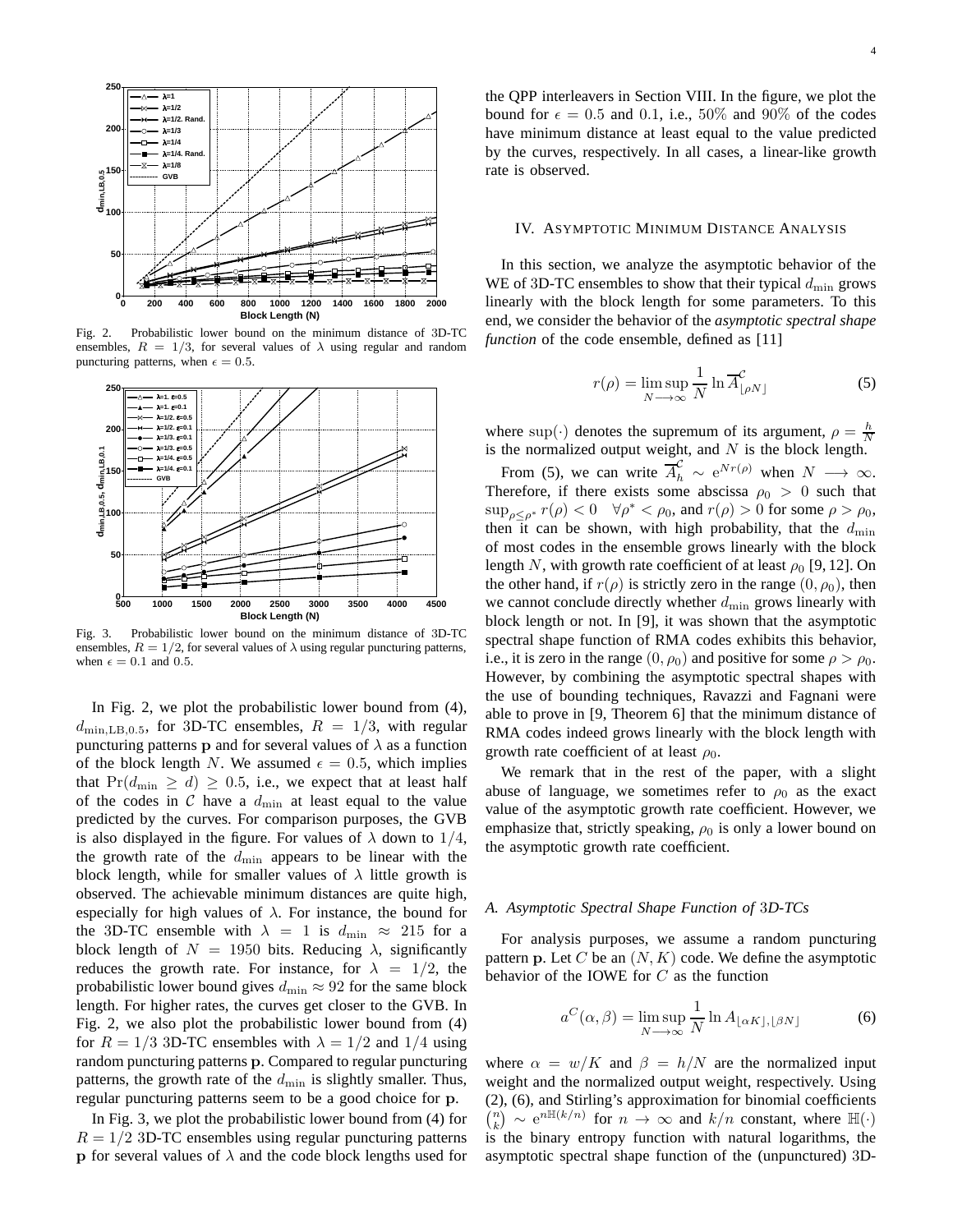Fig. 2. Probabilistic lower bound on the minimum distance of 3D-TC ensembles, $R = 1/3$, for several values of $\lambda$ using regular and random puncturing patterns, when $\epsilon = 0.5$.

Fig. 3. Probabilistic lower bound on the minimum distance of 3D-TC ensembles, $R = 1/2$, for several values of $\lambda$ using regular puncturing patterns, when $\epsilon = 0.1$ and $0.5$.

In Fig. 2, we plot the probabilistic lower bound from (4), $d_{\min,\mathrm{LB},0.5}$, for 3D-TC ensembles, $R = 1/3$, with regular puncturing patterns $\mathbf{p}$ and for several values of $\lambda$ as a function of the block length $N$. We assumed $\epsilon = 0.5$, which implies that $\Pr(d_{\min} \geq d) \geq 0.5$, i.e., we expect that at least half of the codes in $\mathcal{C}$ have a $d_{\min}$ at least equal to the value predicted by the curves. For comparison purposes, the GVB is also displayed in the figure. For values of $\lambda$ down to $1/4$, the growth rate of the $d_{\min}$ appears to be linear with the block length, while for smaller values of $\lambda$ little growth is observed. The achievable minimum distances are quite high, especially for high values of $\lambda$. For instance, the bound for the 3D-TC ensemble with $\lambda = 1$ is $d_{\min} \approx 215$ for a block length of $N = 1950$ bits. Reducing $\lambda$, significantly reduces the growth rate. For instance, for $\lambda = 1/2$, the probabilistic lower bound gives $d_{\min} \approx 92$ for the same block length. For higher rates, the curves get closer to the GVB. In Fig. 2, we also plot the probabilistic lower bound from (4) for $R = 1/3$ 3D-TC ensembles with $\lambda = 1/2$ and $1/4$ using random puncturing patterns $\mathbf{p}$. Compared to regular puncturing patterns, the growth rate of the $d_{\min}$ is slightly smaller. Thus, regular puncturing patterns seem to be a good choice for $\mathbf{p}$.

In Fig. 3, we plot the probabilistic lower bound from (4) for $R = 1/2$ 3D-TC ensembles using regular puncturing patterns $\mathbf{p}$ for several values of $\lambda$ and the code block lengths used for the QPP interleavers in Section VIII. In the figure, we plot the bound for $\epsilon = 0.5$ and $0.1$, i.e., $50\%$ and $90\%$ of the codes have minimum distance at least equal to the value predicted by the curves, respectively. In all cases, a linear-like growth rate is observed.

## IV. Asymptotic Minimum Distance Analysis

In this section, we analyze the asymptotic behavior of the WE of 3D-TC ensembles to show that their typical $d_{\min}$ grows linearly with the block length for some parameters. To this end, we consider the behavior of the *asymptotic spectral shape function* of the code ensemble, defined as [11]

$$r(\rho) = \limsup_{N \longrightarrow \infty} \frac{1}{N} \ln \overline{A}^{\mathcal{C}}_{\lfloor \rho N \rfloor} \tag{5}$$

where $\sup(\cdot)$ denotes the supremum of its argument, $\rho = \frac{h}{N}$ is the normalized output weight, and $N$ is the block length.

From (5), we can write $\overline{A}^{\mathcal{C}}_h \sim \mathrm{e}^{N r(\rho)}$ when $N \longrightarrow \infty$. Therefore, if there exists some abscissa $\rho_0 > 0$ such that $\sup_{\rho \leq \rho^*} r(\rho) < 0 \quad \forall \rho^* < \rho_0$, and $r(\rho) > 0$ for some $\rho > \rho_0$, then it can be shown, with high probability, that the $d_{\min}$ of most codes in the ensemble grows linearly with the block length $N$, with growth rate coefficient of at least $\rho_0$ [9, 12]. On the other hand, if $r(\rho)$ is strictly zero in the range $(0, \rho_0)$, then we cannot conclude directly whether $d_{\min}$ grows linearly with block length or not. In [9], it was shown that the asymptotic spectral shape function of RMA codes exhibits this behavior, i.e., it is zero in the range $(0, \rho_0)$ and positive for some $\rho > \rho_0$. However, by combining the asymptotic spectral shapes with the use of bounding techniques, Ravazzi and Fagnani were able to prove in [9, Theorem 6] that the minimum distance of RMA codes indeed grows linearly with the block length with growth rate coefficient of at least $\rho_0$.

We remark that in the rest of the paper, with a slight abuse of language, we sometimes refer to $\rho_0$ as the exact value of the asymptotic growth rate coefficient. However, we emphasize that, strictly speaking, $\rho_0$ is only a lower bound on the asymptotic growth rate coefficient.

### A. Asymptotic Spectral Shape Function of 3D-TCs

For analysis purposes, we assume a random puncturing pattern $\mathbf{p}$. Let $C$ be an $(N, K)$ code. We define the asymptotic behavior of the IOWE for $C$ as the function

$$a^C(\alpha, \beta) = \limsup_{N \longrightarrow \infty} \frac{1}{N} \ln A_{\lfloor \alpha K \rfloor, \lfloor \beta N \rfloor} \tag{6}$$

where $\alpha = w/K$ and $\beta = h/N$ are the normalized input weight and the normalized output weight, respectively. Using (2), (6), and Stirling's approximation for binomial coefficients $\binom{n}{k} \sim \mathrm{e}^{n \mathbb{H}(k/n)}$ for $n \rightarrow \infty$ and $k/n$ constant, where $\mathbb{H}(\cdot)$ is the binary entropy function with natural logarithms, the asymptotic spectral shape function of the (unpunctured) 3D-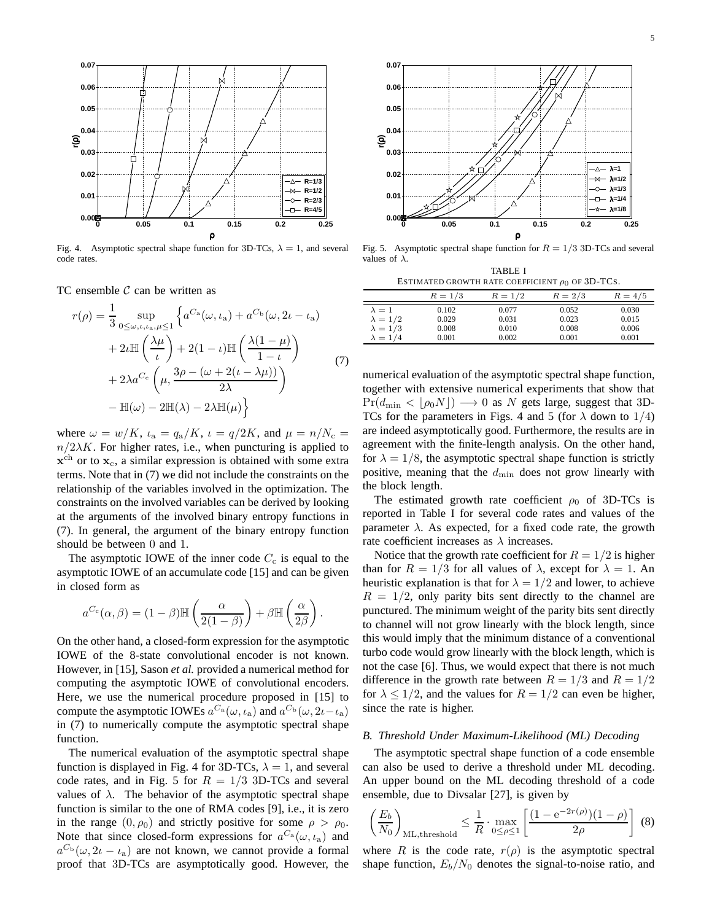Fig. 4. Asymptotic spectral shape function for 3D-TCs, $\lambda = 1$, and several code rates.

Fig. 5. Asymptotic spectral shape function for $R = 1/3$ 3D-TCs and several values of $\lambda$.

TC ensemble $\mathcal{C}$ can be written as

$$r(\rho) = \frac{1}{3} \sup_{0 \leq \omega, \iota, \iota_{\mathrm{a}}, \mu \leq 1} \Big\{ a^{C_{\mathrm{a}}}(\omega, \iota_{\mathrm{a}}) + a^{C_{\mathrm{b}}}(\omega, 2\iota - \iota_{\mathrm{a}}) + 2\iota \mathbb{H}\left(\frac{\lambda \mu}{\iota}\right) + 2(1-\iota)\mathbb{H}\left(\frac{\lambda(1-\mu)}{1-\iota}\right) + 2\lambda a^{C_{\mathrm{c}}}\left(\mu, \frac{3\rho - (\omega + 2(\iota - \lambda\mu))}{2\lambda}\right) - \mathbb{H}(\omega) - 2\mathbb{H}(\lambda) - 2\lambda\mathbb{H}(\mu) \Big\} \tag{7}$$

where $\omega = w/K$, $\iota_{\mathrm{a}} = q_{\mathrm{a}}/K$, $\iota = q/2K$, and $\mu = n/N_{\mathrm{c}} = n/2\lambda K$. For higher rates, i.e., when puncturing is applied to $\mathbf{x}^{\mathrm{ch}}$ or to $\mathbf{x}_{\mathrm{c}}$, a similar expression is obtained with some extra terms. Note that in (7) we did not include the constraints on the relationship of the variables involved in the optimization. The constraints on the involved variables can be derived by looking at the arguments of the involved binary entropy functions in (7). In general, the argument of the binary entropy function should be between 0 and 1.

The asymptotic IOWE of the inner code $C_{\mathrm{c}}$ is equal to the asymptotic IOWE of an accumulate code [15] and can be given in closed form as

$$a^{C_{\mathrm{c}}}(\alpha, \beta) = (1-\beta)\mathbb{H}\left(\frac{\alpha}{2(1-\beta)}\right) + \beta\mathbb{H}\left(\frac{\alpha}{2\beta}\right).$$

On the other hand, a closed-form expression for the asymptotic IOWE of the 8-state convolutional encoder is not known. However, in [15], Sason *et al.* provided a numerical method for computing the asymptotic IOWE of convolutional encoders. Here, we use the numerical procedure proposed in [15] to compute the asymptotic IOWEs $a^{C_{\mathrm{a}}}(\omega, \iota_{\mathrm{a}})$ and $a^{C_{\mathrm{b}}}(\omega, 2\iota - \iota_{\mathrm{a}})$ in (7) to numerically compute the asymptotic spectral shape function.

The numerical evaluation of the asymptotic spectral shape function is displayed in Fig. 4 for 3D-TCs, $\lambda = 1$, and several code rates, and in Fig. 5 for $R = 1/3$ 3D-TCs and several values of $\lambda$. The behavior of the asymptotic spectral shape function is similar to the one of RMA codes [9], i.e., it is zero in the range $(0, \rho_0)$ and strictly positive for some $\rho > \rho_0$. Note that since closed-form expressions for $a^{C_{\mathrm{a}}}(\omega, \iota_{\mathrm{a}})$ and $a^{C_{\mathrm{b}}}(\omega, 2\iota - \iota_{\mathrm{a}})$ are not known, we cannot provide a formal proof that 3D-TCs are asymptotically good. However, the numerical evaluation of the asymptotic spectral shape function, together with extensive numerical experiments that show that $\Pr(d_{\min} < \lfloor \rho_0 N \rfloor) \longrightarrow 0$ as $N$ gets large, suggest that 3D-TCs for the parameters in Figs. 4 and 5 (for $\lambda$ down to $1/4$) are indeed asymptotically good. Furthermore, the results are in agreement with the finite-length analysis. On the other hand, for $\lambda = 1/8$, the asymptotic spectral shape function is strictly positive, meaning that the $d_{\min}$ does not grow linearly with the block length.

TABLE I
ESTIMATED GROWTH RATE COEFFICIENT $\rho_0$ OF 3D-TCS.

| | $R = 1/3$ | $R = 1/2$ | $R = 2/3$ | $R = 4/5$ |
|---|---|---|---|---|
| $\lambda = 1$ | 0.102 | 0.077 | 0.052 | 0.030 |
| $\lambda = 1/2$ | 0.029 | 0.031 | 0.023 | 0.015 |
| $\lambda = 1/3$ | 0.008 | 0.010 | 0.008 | 0.006 |
| $\lambda = 1/4$ | 0.001 | 0.002 | 0.001 | 0.001 |

The estimated growth rate coefficient $\rho_0$ of 3D-TCs is reported in Table I for several code rates and values of the parameter $\lambda$. As expected, for a fixed code rate, the growth rate coefficient increases as $\lambda$ increases.

Notice that the growth rate coefficient for $R = 1/2$ is higher than for $R = 1/3$ for all values of $\lambda$, except for $\lambda = 1$. An heuristic explanation is that for $\lambda = 1/2$ and lower, to achieve $R = 1/2$, only parity bits sent directly to the channel are punctured. The minimum weight of the parity bits sent directly to channel will not grow linearly with the block length, since this would imply that the minimum distance of a conventional turbo code would grow linearly with the block length, which is not the case [6]. Thus, we would expect that there is not much difference in the growth rate between $R = 1/3$ and $R = 1/2$ for $\lambda \leq 1/2$, and the values for $R = 1/2$ can even be higher, since the rate is higher.

### *B. Threshold Under Maximum-Likelihood (ML) Decoding*

The asymptotic spectral shape function of a code ensemble can also be used to derive a threshold under ML decoding. An upper bound on the ML decoding threshold of a code ensemble, due to Divsalar [27], is given by

$$\left(\frac{E_b}{N_0}\right)_{\mathrm{ML,threshold}} \leq \frac{1}{R} \cdot \max_{0 \leq \rho \leq 1} \left[\frac{(1 - \mathrm{e}^{-2r(\rho)})(1-\rho)}{2\rho}\right] \tag{8}$$

where $R$ is the code rate, $r(\rho)$ is the asymptotic spectral shape function, $E_b/N_0$ denotes the signal-to-noise ratio, and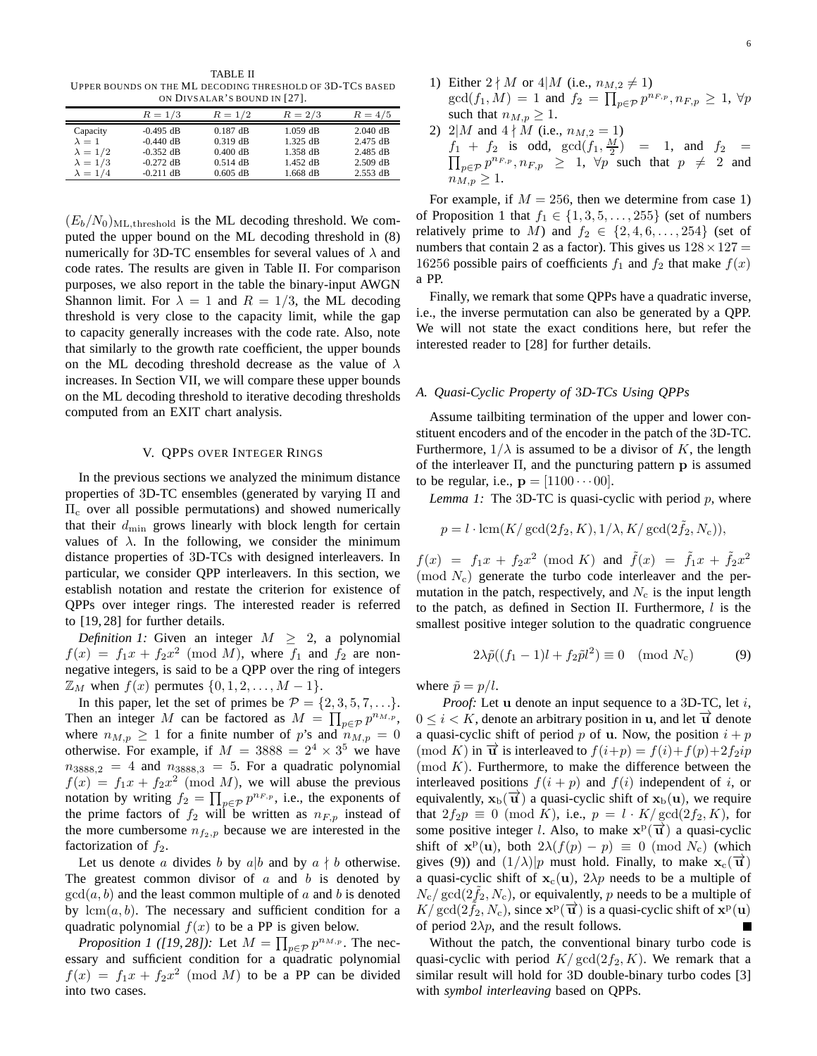TABLE II
UPPER BOUNDS ON THE ML DECODING THRESHOLD OF 3D-TCS BASED ON DIVSALAR'S BOUND IN [27].

| | $R = 1/3$ | $R = 1/2$ | $R = 2/3$ | $R = 4/5$ |
|---|---|---|---|---|
| Capacity | -0.495 dB | 0.187 dB | 1.059 dB | 2.040 dB |
| $\lambda = 1$ | -0.440 dB | 0.319 dB | 1.325 dB | 2.475 dB |
| $\lambda = 1/2$ | -0.352 dB | 0.400 dB | 1.358 dB | 2.485 dB |
| $\lambda = 1/3$ | -0.272 dB | 0.514 dB | 1.452 dB | 2.509 dB |
| $\lambda = 1/4$ | -0.211 dB | 0.605 dB | 1.668 dB | 2.553 dB |

$(E_b/N_0)_{\rm ML,threshold}$ is the ML decoding threshold. We computed the upper bound on the ML decoding threshold in (8) numerically for 3D-TC ensembles for several values of $\lambda$ and code rates. The results are given in Table II. For comparison purposes, we also report in the table the binary-input AWGN Shannon limit. For $\lambda = 1$ and $R = 1/3$, the ML decoding threshold is very close to the capacity limit, while the gap to capacity generally increases with the code rate. Also, note that similarly to the growth rate coefficient, the upper bounds on the ML decoding threshold decrease as the value of $\lambda$ increases. In Section VII, we will compare these upper bounds on the ML decoding threshold to iterative decoding thresholds computed from an EXIT chart analysis.

## V. QPPs OVER INTEGER RINGS

In the previous sections we analyzed the minimum distance properties of 3D-TC ensembles (generated by varying $\Pi$ and $\Pi_{\rm c}$ over all possible permutations) and showed numerically that their $d_{\min}$ grows linearly with block length for certain values of $\lambda$. In the following, we consider the minimum distance properties of 3D-TCs with designed interleavers. In particular, we consider QPP interleavers. In this section, we establish notation and restate the criterion for existence of QPPs over integer rings. The interested reader is referred to [19, 28] for further details.

*Definition 1:* Given an integer $M \geq 2$, a polynomial $f(x) = f_1 x + f_2 x^2 \pmod M$, where $f_1$ and $f_2$ are non-negative integers, is said to be a QPP over the ring of integers $\mathbb{Z}_M$ when $f(x)$ permutes $\{0, 1, 2, \ldots, M-1\}$.

In this paper, let the set of primes be $\mathcal{P} = \{2, 3, 5, 7, \ldots\}$. Then an integer $M$ can be factored as $M = \prod_{p \in \mathcal{P}} p^{n_{M,p}}$, where $n_{M,p} \geq 1$ for a finite number of $p$'s and $n_{M,p} = 0$ otherwise. For example, if $M = 3888 = 2^4 \times 3^5$ we have $n_{3888,2} = 4$ and $n_{3888,3} = 5$. For a quadratic polynomial $f(x) = f_1 x + f_2 x^2 \pmod M$, we will abuse the previous notation by writing $f_2 = \prod_{p \in \mathcal{P}} p^{n_{F,p}}$, i.e., the exponents of the prime factors of $f_2$ will be written as $n_{F,p}$ instead of the more cumbersome $n_{f_2,p}$ because we are interested in the factorization of $f_2$.

Let us denote $a$ divides $b$ by $a|b$ and by $a \nmid b$ otherwise. The greatest common divisor of $a$ and $b$ is denoted by $\gcd(a, b)$ and the least common multiple of $a$ and $b$ is denoted by ${\rm lcm}(a, b)$. The necessary and sufficient condition for a quadratic polynomial $f(x)$ to be a PP is given below.

*Proposition 1 ([19, 28]):* Let $M = \prod_{p \in \mathcal{P}} p^{n_{M,p}}$. The necessary and sufficient condition for a quadratic polynomial $f(x) = f_1 x + f_2 x^2 \pmod M$ to be a PP can be divided into two cases.

1) Either $2 \nmid M$ or $4 | M$ (i.e., $n_{M,2} \neq 1$) $\gcd(f_1, M) = 1$ and $f_2 = \prod_{p \in \mathcal{P}} p^{n_{F,p}}, n_{F,p} \geq 1$, $\forall p$ such that $n_{M,p} \geq 1$.
2) $2 | M$ and $4 \nmid M$ (i.e., $n_{M,2} = 1$) $f_1 + f_2$ is odd, $\gcd(f_1, \frac{M}{2}) = 1$, and $f_2 = \prod_{p \in \mathcal{P}} p^{n_{F,p}}, n_{F,p} \geq 1$, $\forall p$ such that $p \neq 2$ and $n_{M,p} \geq 1$.

For example, if $M = 256$, then we determine from case 1) of Proposition 1 that $f_1 \in \{1, 3, 5, \ldots, 255\}$ (set of numbers relatively prime to $M$) and $f_2 \in \{2, 4, 6, \ldots, 254\}$ (set of numbers that contain 2 as a factor). This gives us $128 \times 127 = 16256$ possible pairs of coefficients $f_1$ and $f_2$ that make $f(x)$ a PP.

Finally, we remark that some QPPs have a quadratic inverse, i.e., the inverse permutation can also be generated by a QPP. We will not state the exact conditions here, but refer the interested reader to [28] for further details.

### A. Quasi-Cyclic Property of 3D-TCs Using QPPs

Assume tailbiting termination of the upper and lower constituent encoders and of the encoder in the patch of the 3D-TC. Furthermore, $1/\lambda$ is assumed to be a divisor of $K$, the length of the interleaver $\Pi$, and the puncturing pattern $\mathbf{p}$ is assumed to be regular, i.e., $\mathbf{p} = [1100 \cdots 00]$.

*Lemma 1:* The 3D-TC is quasi-cyclic with period $p$, where

$$p = l \cdot {\rm lcm}(K/\gcd(2f_2, K), 1/\lambda, K/\gcd(2\tilde{f}_2, N_{\rm c})),$$

$f(x) = f_1 x + f_2 x^2 \pmod K$ and $\tilde{f}(x) = \tilde{f}_1 x + \tilde{f}_2 x^2 \pmod{N_{\rm c}}$ generate the turbo code interleaver and the permutation in the patch, respectively, and $N_{\rm c}$ is the input length to the patch, as defined in Section II. Furthermore, $l$ is the smallest positive integer solution to the quadratic congruence

$$2\lambda\tilde{p}((f_1 - 1)l + f_2 \tilde{p} l^2) \equiv 0 \pmod{N_{\rm c}} \tag{9}$$

where $\tilde{p} = p/l$.

*Proof:* Let $\mathbf{u}$ denote an input sequence to a 3D-TC, let $i$, $0 \leq i < K$, denote an arbitrary position in $\mathbf{u}$, and let $\overrightarrow{\mathbf{u}}$ denote a quasi-cyclic shift of period $p$ of $\mathbf{u}$. Now, the position $i + p \pmod K$ in $\overrightarrow{\mathbf{u}}$ is interleaved to $f(i+p) = f(i) + f(p) + 2f_2 ip \pmod K$. Furthermore, to make the difference between the interleaved positions $f(i+p)$ and $f(i)$ independent of $i$, or equivalently, $\mathbf{x}_{\rm b}(\overrightarrow{\mathbf{u}})$ a quasi-cyclic shift of $\mathbf{x}_{\rm b}(\mathbf{u})$, we require that $2f_2 p \equiv 0 \pmod K$, i.e., $p = l \cdot K/\gcd(2f_2, K)$, for some positive integer $l$. Also, to make $\mathbf{x}^{\rm p}(\overrightarrow{\mathbf{u}})$ a quasi-cyclic shift of $\mathbf{x}^{\rm p}(\mathbf{u})$, both $2\lambda(f(p) - p) \equiv 0 \pmod{N_{\rm c}}$ (which gives (9)) and $(1/\lambda)|p$ must hold. Finally, to make $\mathbf{x}_{\rm c}(\overrightarrow{\mathbf{u}})$ a quasi-cyclic shift of $\mathbf{x}_{\rm c}(\mathbf{u})$, $2\lambda p$ needs to be a multiple of $N_{\rm c}/\gcd(2\tilde{f}_2, N_{\rm c})$, or equivalently, $p$ needs to be a multiple of $K/\gcd(2\tilde{f}_2, N_{\rm c})$, since $\mathbf{x}^{\rm p}(\overrightarrow{\mathbf{u}})$ is a quasi-cyclic shift of $\mathbf{x}^{\rm p}(\mathbf{u})$ of period $2\lambda p$, and the result follows. ∎

Without the patch, the conventional binary turbo code is quasi-cyclic with period $K/\gcd(2f_2, K)$. We remark that a similar result will hold for 3D double-binary turbo codes [3] with *symbol interleaving* based on QPPs.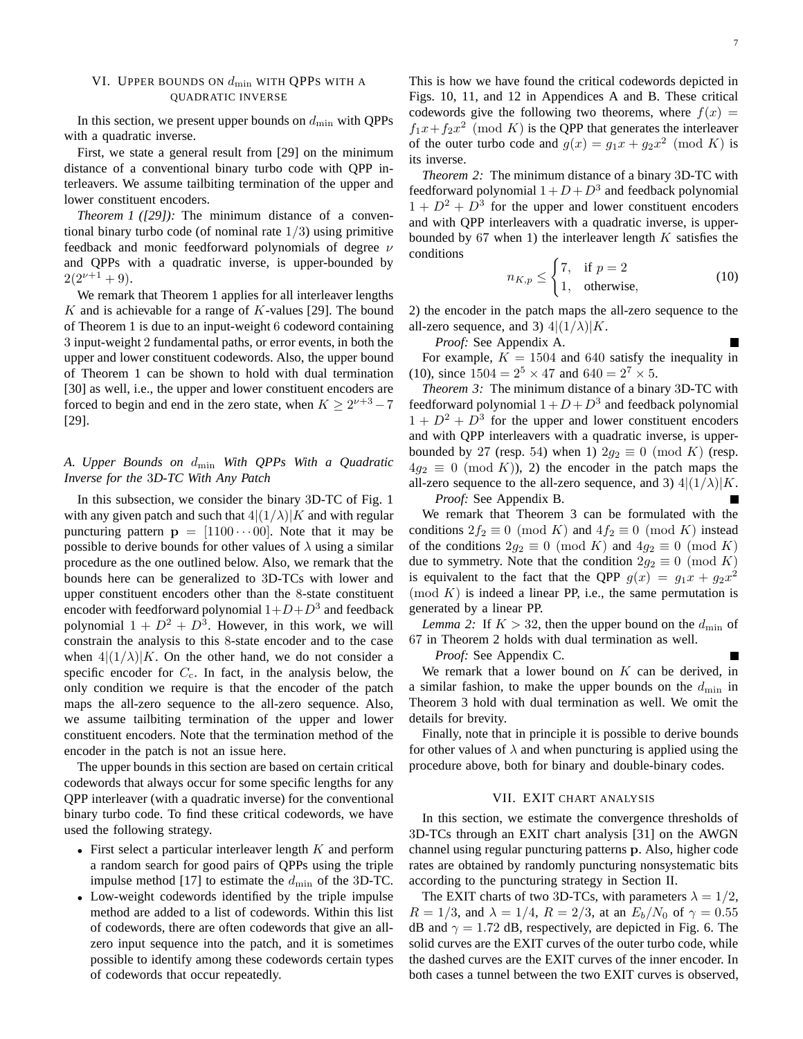## VI. Upper Bounds on $d_{\min}$ with QPPs with a Quadratic Inverse

In this section, we present upper bounds on $d_{\min}$ with QPPs with a quadratic inverse.

First, we state a general result from [29] on the minimum distance of a conventional binary turbo code with QPP interleavers. We assume tailbiting termination of the upper and lower constituent encoders.

*Theorem 1 ([29]):* The minimum distance of a conventional binary turbo code (of nominal rate $1/3$) using primitive feedback and monic feedforward polynomials of degree $\nu$ and QPPs with a quadratic inverse, is upper-bounded by $2(2^{\nu+1}+9)$.

We remark that Theorem 1 applies for all interleaver lengths $K$ and is achievable for a range of $K$-values [29]. The bound of Theorem 1 is due to an input-weight $6$ codeword containing $3$ input-weight $2$ fundamental paths, or error events, in both the upper and lower constituent codewords. Also, the upper bound of Theorem 1 can be shown to hold with dual termination [30] as well, i.e., the upper and lower constituent encoders are forced to begin and end in the zero state, when $K \geq 2^{\nu+3}-7$ [29].

### A. Upper Bounds on $d_{\min}$ With QPPs With a Quadratic Inverse for the 3D-TC With Any Patch

In this subsection, we consider the binary 3D-TC of Fig. 1 with any given patch and such that $4|(1/\lambda)|K$ and with regular puncturing pattern $\mathbf{p} = [1100\cdots00]$. Note that it may be possible to derive bounds for other values of $\lambda$ using a similar procedure as the one outlined below. Also, we remark that the bounds here can be generalized to 3D-TCs with lower and upper constituent encoders other than the $8$-state constituent encoder with feedforward polynomial $1+D+D^3$ and feedback polynomial $1+D^2+D^3$. However, in this work, we will constrain the analysis to this $8$-state encoder and to the case when $4|(1/\lambda)|K$. On the other hand, we do not consider a specific encoder for $C_{\rm c}$. In fact, in the analysis below, the only condition we require is that the encoder of the patch maps the all-zero sequence to the all-zero sequence. Also, we assume tailbiting termination of the upper and lower constituent encoders. Note that the termination method of the encoder in the patch is not an issue here.

The upper bounds in this section are based on certain critical codewords that always occur for some specific lengths for any QPP interleaver (with a quadratic inverse) for the conventional binary turbo code. To find these critical codewords, we have used the following strategy.

- First select a particular interleaver length $K$ and perform a random search for good pairs of QPPs using the triple impulse method [17] to estimate the $d_{\min}$ of the 3D-TC.
- Low-weight codewords identified by the triple impulse method are added to a list of codewords. Within this list of codewords, there are often codewords that give an all-zero input sequence into the patch, and it is sometimes possible to identify among these codewords certain types of codewords that occur repeatedly.

This is how we have found the critical codewords depicted in Figs. 10, 11, and 12 in Appendices A and B. These critical codewords give the following two theorems, where $f(x) = f_1x+f_2x^2 \pmod K$ is the QPP that generates the interleaver of the outer turbo code and $g(x) = g_1x+g_2x^2 \pmod K$ is its inverse.

*Theorem 2:* The minimum distance of a binary $3$D-TC with feedforward polynomial $1+D+D^3$ and feedback polynomial $1+D^2+D^3$ for the upper and lower constituent encoders and with QPP interleavers with a quadratic inverse, is upper-bounded by $67$ when 1) the interleaver length $K$ satisfies the conditions

$$n_{K,p} \leq \begin{cases} 7, & \text{if } p=2 \\ 1, & \text{otherwise,} \end{cases} \tag{10}$$

2) the encoder in the patch maps the all-zero sequence to the all-zero sequence, and 3) $4|(1/\lambda)|K$.

*Proof:* See Appendix A. ∎

For example, $K = 1504$ and $640$ satisfy the inequality in (10), since $1504 = 2^5 \times 47$ and $640 = 2^7 \times 5$.

*Theorem 3:* The minimum distance of a binary $3$D-TC with feedforward polynomial $1+D+D^3$ and feedback polynomial $1+D^2+D^3$ for the upper and lower constituent encoders and with QPP interleavers with a quadratic inverse, is upper-bounded by $27$ (resp. $54$) when 1) $2g_2 \equiv 0 \pmod K$ (resp. $4g_2 \equiv 0 \pmod K$)), 2) the encoder in the patch maps the all-zero sequence to the all-zero sequence, and 3) $4|(1/\lambda)|K$.

*Proof:* See Appendix B. ∎

We remark that Theorem 3 can be formulated with the conditions $2f_2 \equiv 0 \pmod K$ and $4f_2 \equiv 0 \pmod K$ instead of the conditions $2g_2 \equiv 0 \pmod K$ and $4g_2 \equiv 0 \pmod K$ due to symmetry. Note that the condition $2g_2 \equiv 0 \pmod K$ is equivalent to the fact that the QPP $g(x) = g_1x+g_2x^2 \pmod K$ is indeed a linear PP, i.e., the same permutation is generated by a linear PP.

*Lemma 2:* If $K > 32$, then the upper bound on the $d_{\min}$ of $67$ in Theorem 2 holds with dual termination as well.

*Proof:* See Appendix C. ∎

We remark that a lower bound on $K$ can be derived, in a similar fashion, to make the upper bounds on the $d_{\min}$ in Theorem 3 hold with dual termination as well. We omit the details for brevity.

Finally, note that in principle it is possible to derive bounds for other values of $\lambda$ and when puncturing is applied using the procedure above, both for binary and double-binary codes.

## VII. EXIT Chart Analysis

In this section, we estimate the convergence thresholds of 3D-TCs through an EXIT chart analysis [31] on the AWGN channel using regular puncturing patterns $\mathbf{p}$. Also, higher code rates are obtained by randomly puncturing nonsystematic bits according to the puncturing strategy in Section II.

The EXIT charts of two 3D-TCs, with parameters $\lambda = 1/2$, $R = 1/3$, and $\lambda = 1/4$, $R = 2/3$, at an $E_b/N_0$ of $\gamma = 0.55$ dB and $\gamma = 1.72$ dB, respectively, are depicted in Fig. 6. The solid curves are the EXIT curves of the outer turbo code, while the dashed curves are the EXIT curves of the inner encoder. In both cases a tunnel between the two EXIT curves is observed,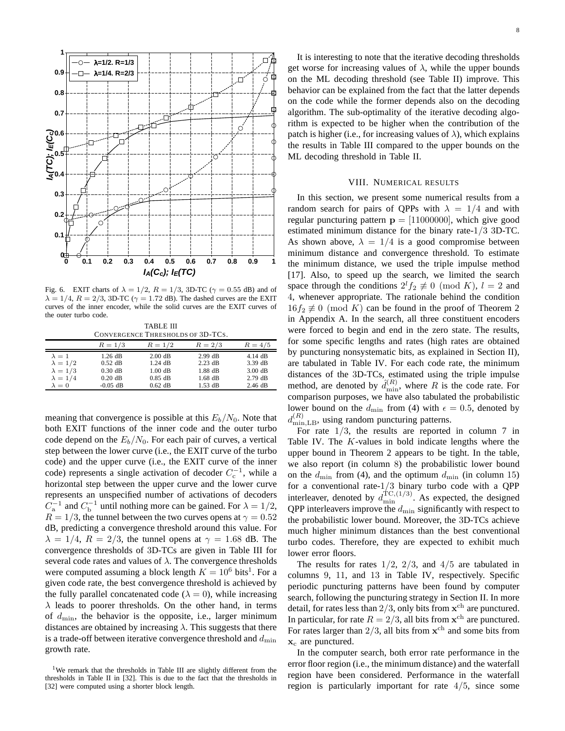Fig. 6. EXIT charts of $\lambda = 1/2$, $R = 1/3$, 3D-TC ($\gamma = 0.55$ dB) and of $\lambda = 1/4$, $R = 2/3$, 3D-TC ($\gamma = 1.72$ dB). The dashed curves are the EXIT curves of the inner encoder, while the solid curves are the EXIT curves of the outer turbo code.

TABLE III
CONVERGENCE THRESHOLDS OF 3D-TCS.

| | $R = 1/3$ | $R = 1/2$ | $R = 2/3$ | $R = 4/5$ |
|---|---|---|---|---|
| $\lambda = 1$ | 1.26 dB | 2.00 dB | 2.99 dB | 4.14 dB |
| $\lambda = 1/2$ | 0.52 dB | 1.24 dB | 2.23 dB | 3.39 dB |
| $\lambda = 1/3$ | 0.30 dB | 1.00 dB | 1.88 dB | 3.00 dB |
| $\lambda = 1/4$ | 0.20 dB | 0.85 dB | 1.68 dB | 2.79 dB |
| $\lambda = 0$ | -0.05 dB | 0.62 dB | 1.53 dB | 2.46 dB |

meaning that convergence is possible at this $E_b/N_0$. Note that both EXIT functions of the inner code and the outer turbo code depend on the $E_b/N_0$. For each pair of curves, a vertical step between the lower curve (i.e., the EXIT curve of the turbo code) and the upper curve (i.e., the EXIT curve of the inner code) represents a single activation of decoder $C_{\rm c}^{-1}$, while a horizontal step between the upper curve and the lower curve represents an unspecified number of activations of decoders $C_{\rm a}^{-1}$ and $C_{\rm b}^{-1}$ until nothing more can be gained. For $\lambda = 1/2$, $R = 1/3$, the tunnel between the two curves opens at $\gamma = 0.52$ dB, predicting a convergence threshold around this value. For $\lambda = 1/4$, $R = 2/3$, the tunnel opens at $\gamma = 1.68$ dB. The convergence thresholds of 3D-TCs are given in Table III for several code rates and values of $\lambda$. The convergence thresholds were computed assuming a block length $K = 10^6$ bits[1]. For a given code rate, the best convergence threshold is achieved by the fully parallel concatenated code ($\lambda = 0$), while increasing $\lambda$ leads to poorer thresholds. On the other hand, in terms of $d_{\min}$, the behavior is the opposite, i.e., larger minimum distances are obtained by increasing $\lambda$. This suggests that there is a trade-off between iterative convergence threshold and $d_{\min}$ growth rate.

[1]We remark that the thresholds in Table III are slightly different from the thresholds in Table II in [32]. This is due to the fact that the thresholds in [32] were computed using a shorter block length.

It is interesting to note that the iterative decoding thresholds get worse for increasing values of $\lambda$, while the upper bounds on the ML decoding threshold (see Table II) improve. This behavior can be explained from the fact that the latter depends on the code while the former depends also on the decoding algorithm. The sub-optimality of the iterative decoding algorithm is expected to be higher when the contribution of the patch is higher (i.e., for increasing values of $\lambda$), which explains the results in Table III compared to the upper bounds on the ML decoding threshold in Table II.

## VIII. NUMERICAL RESULTS

In this section, we present some numerical results from a random search for pairs of QPPs with $\lambda = 1/4$ and with regular puncturing pattern $\mathbf{p} = [11000000]$, which give good estimated minimum distance for the binary rate-$1/3$ 3D-TC. As shown above, $\lambda = 1/4$ is a good compromise between minimum distance and convergence threshold. To estimate the minimum distance, we used the triple impulse method [17]. Also, to speed up the search, we limited the search space through the conditions $2^l f_2 \not\equiv 0 \pmod{K}$, $l = 2$ and $4$, whenever appropriate. The rationale behind the condition $16 f_2 \not\equiv 0 \pmod{K}$ can be found in the proof of Theorem 2 in Appendix A. In the search, all three constituent encoders were forced to begin and end in the zero state. The results, for some specific lengths and rates (high rates are obtained by puncturing nonsystematic bits, as explained in Section II), are tabulated in Table IV. For each code rate, the minimum distances of the 3D-TCs, estimated using the triple impulse method, are denoted by $\hat{d}_{\min}^{(R)}$, where $R$ is the code rate. For comparison purposes, we have also tabulated the probabilistic lower bound on the $d_{\min}$ from (4) with $\epsilon = 0.5$, denoted by $d_{\min,\rm LB}^{(R)}$, using random puncturing patterns.

For rate $1/3$, the results are reported in column 7 in Table IV. The $K$-values in bold indicate lengths where the upper bound in Theorem 2 appears to be tight. In the table, we also report (in column 8) the probabilistic lower bound on the $d_{\min}$ from (4), and the optimum $d_{\min}$ (in column 15) for a conventional rate-$1/3$ binary turbo code with a QPP interleaver, denoted by $d_{\min}^{\rm TC,(1/3)}$. As expected, the designed QPP interleavers improve the $d_{\min}$ significantly with respect to the probabilistic lower bound. Moreover, the 3D-TCs achieve much higher minimum distances than the best conventional turbo codes. Therefore, they are expected to exhibit much lower error floors.

The results for rates $1/2$, $2/3$, and $4/5$ are tabulated in columns 9, 11, and 13 in Table IV, respectively. Specific periodic puncturing patterns have been found by computer search, following the puncturing strategy in Section II. In more detail, for rates less than $2/3$, only bits from $\mathbf{x}^{\rm ch}$ are punctured. In particular, for rate $R = 2/3$, all bits from $\mathbf{x}^{\rm ch}$ are punctured. For rates larger than $2/3$, all bits from $\mathbf{x}^{\rm ch}$ and some bits from $\mathbf{x}_{\rm c}$ are punctured.

In the computer search, both error rate performance in the error floor region (i.e., the minimum distance) and the waterfall region have been considered. Performance in the waterfall region is particularly important for rate $4/5$, since some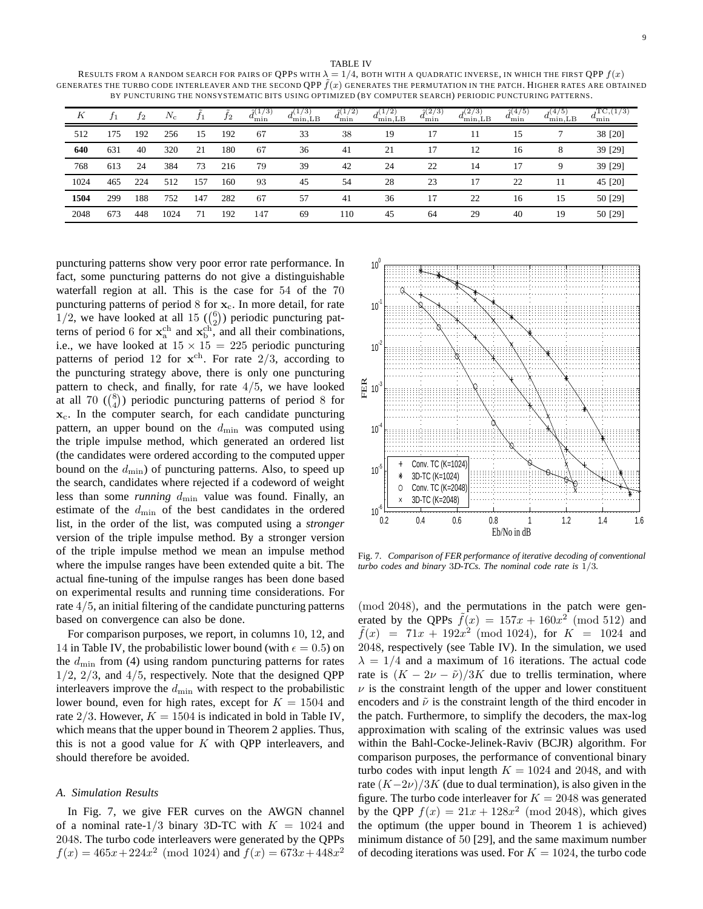TABLE IV

RESULTS FROM A RANDOM SEARCH FOR PAIRS OF QPPS WITH $\lambda = 1/4$, BOTH WITH A QUADRATIC INVERSE, IN WHICH THE FIRST QPP $f(x)$ GENERATES THE TURBO CODE INTERLEAVER AND THE SECOND QPP $\tilde{f}(x)$ GENERATES THE PERMUTATION IN THE PATCH. HIGHER RATES ARE OBTAINED BY PUNCTURING THE NONSYSTEMATIC BITS USING OPTIMIZED (BY COMPUTER SEARCH) PERIODIC PUNCTURING PATTERNS.

| $K$ | $f_1$ | $f_2$ | $N_c$ | $\tilde{f}_1$ | $\tilde{f}_2$ | $\hat{d}_{\min}^{(1/3)}$ | $d_{\min,\text{LB}}^{(1/3)}$ | $\hat{d}_{\min}^{(1/2)}$ | $d_{\min,\text{LB}}^{(1/2)}$ | $\hat{d}_{\min}^{(2/3)}$ | $d_{\min,\text{LB}}^{(2/3)}$ | $\hat{d}_{\min}^{(4/5)}$ | $d_{\min,\text{LB}}^{(4/5)}$ | $d_{\min}^{\text{TC},(1/3)}$ |
|---|---|---|---|---|---|---|---|---|---|---|---|---|---|---|
| 512 | 175 | 192 | 256 | 15 | 192 | 67 | 33 | 38 | 19 | 17 | 11 | 15 | 7 | 38 [20] |
| **640** | 631 | 40 | 320 | 21 | 180 | 67 | 36 | 41 | 21 | 17 | 12 | 16 | 8 | 39 [29] |
| 768 | 613 | 24 | 384 | 73 | 216 | 79 | 39 | 42 | 24 | 22 | 14 | 17 | 9 | 39 [29] |
| 1024 | 465 | 224 | 512 | 157 | 160 | 93 | 45 | 54 | 28 | 23 | 17 | 22 | 11 | 45 [20] |
| **1504** | 299 | 188 | 752 | 147 | 282 | 67 | 57 | 41 | 36 | 17 | 22 | 16 | 15 | 50 [29] |
| 2048 | 673 | 448 | 1024 | 71 | 192 | 147 | 69 | 110 | 45 | 64 | 29 | 40 | 19 | 50 [29] |

puncturing patterns show very poor error rate performance. In fact, some puncturing patterns do not give a distinguishable waterfall region at all. This is the case for 54 of the 70 puncturing patterns of period 8 for $\mathbf{x}_c$. In more detail, for rate $1/2$, we have looked at all 15 ($\binom{6}{2}$) periodic puncturing patterns of period 6 for $\mathbf{x}_a^{\text{ch}}$ and $\mathbf{x}_b^{\text{ch}}$, and all their combinations, i.e., we have looked at $15 \times 15 = 225$ periodic puncturing patterns of period 12 for $\mathbf{x}^{\text{ch}}$. For rate $2/3$, according to the puncturing strategy above, there is only one puncturing pattern to check, and finally, for rate $4/5$, we have looked at all 70 ($\binom{8}{4}$) periodic puncturing patterns of period 8 for $\mathbf{x}_c$. In the computer search, for each candidate puncturing pattern, an upper bound on the $d_{\min}$ was computed using the triple impulse method, which generated an ordered list (the candidates were ordered according to the computed upper bound on the $d_{\min}$) of puncturing patterns. Also, to speed up the search, candidates where rejected if a codeword of weight less than some *running* $d_{\min}$ value was found. Finally, an estimate of the $d_{\min}$ of the best candidates in the ordered list, in the order of the list, was computed using a *stronger* version of the triple impulse method. By a stronger version of the triple impulse method we mean an impulse method where the impulse ranges have been extended quite a bit. The actual fine-tuning of the impulse ranges has been done based on experimental results and running time considerations. For rate $4/5$, an initial filtering of the candidate puncturing patterns based on convergence can also be done.

For comparison purposes, we report, in columns 10, 12, and 14 in Table IV, the probabilistic lower bound (with $\epsilon = 0.5$) on the $d_{\min}$ from (4) using random puncturing patterns for rates $1/2$, $2/3$, and $4/5$, respectively. Note that the designed QPP interleavers improve the $d_{\min}$ with respect to the probabilistic lower bound, even for high rates, except for $K = 1504$ and rate $2/3$. However, $K = 1504$ is indicated in bold in Table IV, which means that the upper bound in Theorem 2 applies. Thus, this is not a good value for $K$ with QPP interleavers, and should therefore be avoided.

### *A. Simulation Results*

In Fig. 7, we give FER curves on the AWGN channel of a nominal rate-$1/3$ binary 3D-TC with $K = 1024$ and 2048. The turbo code interleavers were generated by the QPPs $f(x) = 465x + 224x^2 \pmod{1024}$ and $f(x) = 673x + 448x^2 \pmod{2048}$, and the permutations in the patch were generated by the QPPs $\tilde{f}(x) = 157x + 160x^2 \pmod{512}$ and $\tilde{f}(x) = 71x + 192x^2 \pmod{1024}$, for $K = 1024$ and 2048, respectively (see Table IV). In the simulation, we used $\lambda = 1/4$ and a maximum of 16 iterations. The actual code rate is $(K - 2\nu - \tilde{\nu})/3K$ due to trellis termination, where $\nu$ is the constraint length of the upper and lower constituent encoders and $\tilde{\nu}$ is the constraint length of the third encoder in the patch. Furthermore, to simplify the decoders, the max-log approximation with scaling of the extrinsic values was used within the Bahl-Cocke-Jelinek-Raviv (BCJR) algorithm. For comparison purposes, the performance of conventional binary turbo codes with input length $K = 1024$ and 2048, and with rate $(K - 2\nu)/3K$ (due to dual termination), is also given in the figure. The turbo code interleaver for $K = 2048$ was generated by the QPP $f(x) = 21x + 128x^2 \pmod{2048}$, which gives the optimum (the upper bound in Theorem 1 is achieved) minimum distance of 50 [29], and the same maximum number of decoding iterations was used. For $K = 1024$, the turbo code

Fig. 7. *Comparison of FER performance of iterative decoding of conventional turbo codes and binary 3D-TCs. The nominal code rate is* $1/3$.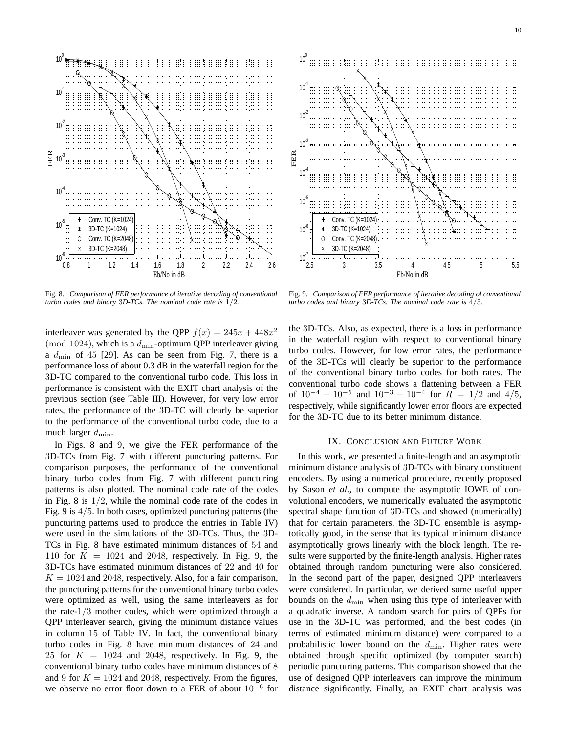Fig. 8. *Comparison of FER performance of iterative decoding of conventional turbo codes and binary 3D-TCs. The nominal code rate is* $1/2$.

Fig. 9. *Comparison of FER performance of iterative decoding of conventional turbo codes and binary 3D-TCs. The nominal code rate is* $4/5$.

interleaver was generated by the QPP $f(x) = 245x + 448x^2 \pmod{1024}$, which is a $d_{\min}$-optimum QPP interleaver giving a $d_{\min}$ of 45 [29]. As can be seen from Fig. 7, there is a performance loss of about 0.3 dB in the waterfall region for the 3D-TC compared to the conventional turbo code. This loss in performance is consistent with the EXIT chart analysis of the previous section (see Table III). However, for very low error rates, the performance of the 3D-TC will clearly be superior to the performance of the conventional turbo code, due to a much larger $d_{\min}$.

In Figs. 8 and 9, we give the FER performance of the 3D-TCs from Fig. 7 with different puncturing patterns. For comparison purposes, the performance of the conventional binary turbo codes from Fig. 7 with different puncturing patterns is also plotted. The nominal code rate of the codes in Fig. 8 is $1/2$, while the nominal code rate of the codes in Fig. 9 is $4/5$. In both cases, optimized puncturing patterns (the puncturing patterns used to produce the entries in Table IV) were used in the simulations of the 3D-TCs. Thus, the 3D-TCs in Fig. 8 have estimated minimum distances of 54 and 110 for $K = 1024$ and 2048, respectively. In Fig. 9, the 3D-TCs have estimated minimum distances of 22 and 40 for $K = 1024$ and 2048, respectively. Also, for a fair comparison, the puncturing patterns for the conventional binary turbo codes were optimized as well, using the same interleavers as for the rate-$1/3$ mother codes, which were optimized through a QPP interleaver search, giving the minimum distance values in column 15 of Table IV. In fact, the conventional binary turbo codes in Fig. 8 have minimum distances of 24 and 25 for $K = 1024$ and 2048, respectively. In Fig. 9, the conventional binary turbo codes have minimum distances of 8 and 9 for $K = 1024$ and 2048, respectively. From the figures, we observe no error floor down to a FER of about $10^{-6}$ for the 3D-TCs. Also, as expected, there is a loss in performance in the waterfall region with respect to conventional binary turbo codes. However, for low error rates, the performance of the 3D-TCs will clearly be superior to the performance of the conventional binary turbo codes for both rates. The conventional turbo code shows a flattening between a FER of $10^{-4} - 10^{-5}$ and $10^{-3} - 10^{-4}$ for $R = 1/2$ and $4/5$, respectively, while significantly lower error floors are expected for the 3D-TC due to its better minimum distance.

## IX. Conclusion and Future Work

In this work, we presented a finite-length and an asymptotic minimum distance analysis of 3D-TCs with binary constituent encoders. By using a numerical procedure, recently proposed by Sason *et al.*, to compute the asymptotic IOWE of convolutional encoders, we numerically evaluated the asymptotic spectral shape function of 3D-TCs and showed (numerically) that for certain parameters, the 3D-TC ensemble is asymptotically good, in the sense that its typical minimum distance asymptotically grows linearly with the block length. The results were supported by the finite-length analysis. Higher rates obtained through random puncturing were also considered. In the second part of the paper, designed QPP interleavers were considered. In particular, we derived some useful upper bounds on the $d_{\min}$ when using this type of interleaver with a quadratic inverse. A random search for pairs of QPPs for use in the 3D-TC was performed, and the best codes (in terms of estimated minimum distance) were compared to a probabilistic lower bound on the $d_{\min}$. Higher rates were obtained through specific optimized (by computer search) periodic puncturing patterns. This comparison showed that the use of designed QPP interleavers can improve the minimum distance significantly. Finally, an EXIT chart analysis was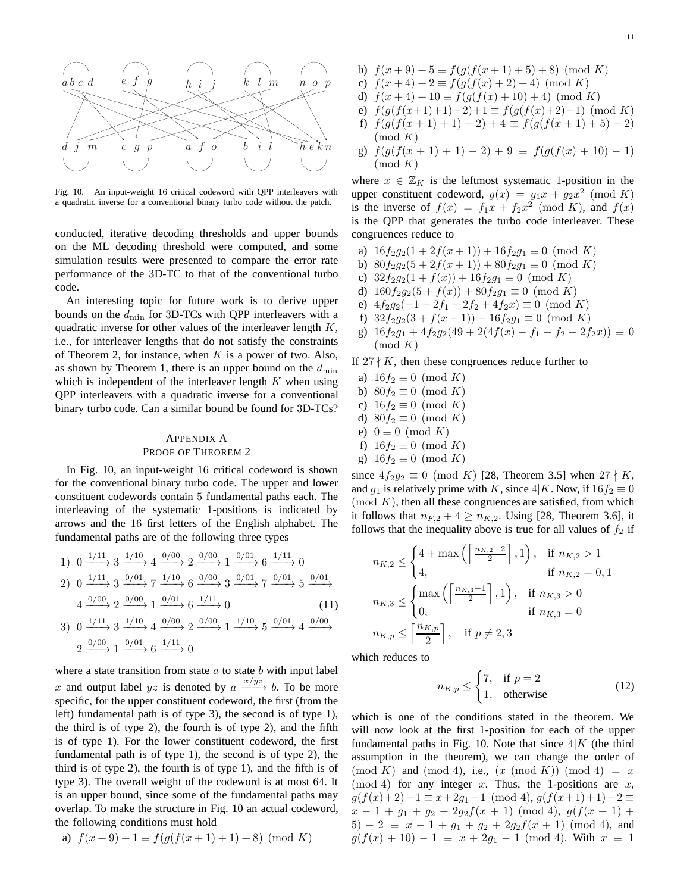Fig. 10. An input-weight 16 critical codeword with QPP interleavers with a quadratic inverse for a conventional binary turbo code without the patch.

conducted, iterative decoding thresholds and upper bounds on the ML decoding threshold were computed, and some simulation results were presented to compare the error rate performance of the 3D-TC to that of the conventional turbo code.

An interesting topic for future work is to derive upper bounds on the $d_{\min}$ for 3D-TCs with QPP interleavers with a quadratic inverse for other values of the interleaver length $K$, i.e., for interleaver lengths that do not satisfy the constraints of Theorem 2, for instance, when $K$ is a power of two. Also, as shown by Theorem 1, there is an upper bound on the $d_{\min}$ which is independent of the interleaver length $K$ when using QPP interleavers with a quadratic inverse for a conventional binary turbo code. Can a similar bound be found for 3D-TCs?

## Appendix A
## Proof of Theorem 2

In Fig. 10, an input-weight 16 critical codeword is shown for the conventional binary turbo code. The upper and lower constituent codewords contain 5 fundamental paths each. The interleaving of the systematic 1-positions is indicated by arrows and the 16 first letters of the English alphabet. The fundamental paths are of the following three types

$$
\begin{aligned}
&1)\ 0 \xrightarrow{1/11} 3 \xrightarrow{1/10} 4 \xrightarrow{0/00} 2 \xrightarrow{0/00} 1 \xrightarrow{0/01} 6 \xrightarrow{1/11} 0\\
&2)\ 0 \xrightarrow{1/11} 3 \xrightarrow{0/01} 7 \xrightarrow{1/10} 6 \xrightarrow{0/00} 3 \xrightarrow{0/01} 7 \xrightarrow{0/01} 5 \xrightarrow{0/01}\\
&\quad 4 \xrightarrow{0/00} 2 \xrightarrow{0/00} 1 \xrightarrow{0/01} 6 \xrightarrow{1/11} 0 \qquad (11)\\
&3)\ 0 \xrightarrow{1/11} 3 \xrightarrow{1/10} 4 \xrightarrow{0/00} 2 \xrightarrow{0/00} 1 \xrightarrow{1/10} 5 \xrightarrow{0/01} 4 \xrightarrow{0/00}\\
&\quad 2 \xrightarrow{0/00} 1 \xrightarrow{0/01} 6 \xrightarrow{1/11} 0
\end{aligned}
$$

where a state transition from state $a$ to state $b$ with input label $x$ and output label $yz$ is denoted by $a \xrightarrow{x/yz} b$. To be more specific, for the upper constituent codeword, the first (from the left) fundamental path is of type 3), the second is of type 1), the third is of type 2), the fourth is of type 2), and the fifth is of type 1). For the lower constituent codeword, the first fundamental path is of type 1), the second is of type 2), the third is of type 2), the fourth is of type 1), and the fifth is of type 3). The overall weight of the codeword is at most 64. It is an upper bound, since some of the fundamental paths may overlap. To make the structure in Fig. 10 an actual codeword, the following conditions must hold

a) $f(x+9)+1 \equiv f(g(f(x+1)+1)+8) \pmod K$
b) $f(x+9)+5 \equiv f(g(f(x+1)+5)+8) \pmod K$
c) $f(x+4)+2 \equiv f(g(f(x)+2)+4) \pmod K$
d) $f(x+4)+10 \equiv f(g(f(x)+10)+4) \pmod K$
e) $f(g(f(x+1)+1)-2)+1 \equiv f(g(f(x)+2)-1) \pmod K$
f) $f(g(f(x+1)+1)-2)+4 \equiv f(g(f(x+1)+5)-2) \pmod K$
g) $f(g(f(x+1)+1)-2)+9 \equiv f(g(f(x)+10)-1) \pmod K$

where $x \in \mathbb{Z}_K$ is the leftmost systematic 1-position in the upper constituent codeword, $g(x) = g_1x + g_2x^2 \pmod K$ is the inverse of $f(x) = f_1x + f_2x^2 \pmod K$, and $f(x)$ is the QPP that generates the turbo code interleaver. These congruences reduce to

a) $16f_2g_2(1+2f(x+1)) + 16f_2g_1 \equiv 0 \pmod K$
b) $80f_2g_2(5+2f(x+1)) + 80f_2g_1 \equiv 0 \pmod K$
c) $32f_2g_2(1+f(x)) + 16f_2g_1 \equiv 0 \pmod K$
d) $160f_2g_2(5+f(x)) + 80f_2g_1 \equiv 0 \pmod K$
e) $4f_2g_2(-1+2f_1+2f_2+4f_2x) \equiv 0 \pmod K$
f) $32f_2g_2(3+f(x+1)) + 16f_2g_1 \equiv 0 \pmod K$
g) $16f_2g_1 + 4f_2g_2(49+2(4f(x)-f_1-f_2-2f_2x)) \equiv 0 \pmod K$

If $27 \nmid K$, then these congruences reduce further to

a) $16f_2 \equiv 0 \pmod K$
b) $80f_2 \equiv 0 \pmod K$
c) $16f_2 \equiv 0 \pmod K$
d) $80f_2 \equiv 0 \pmod K$
e) $0 \equiv 0 \pmod K$
f) $16f_2 \equiv 0 \pmod K$
g) $16f_2 \equiv 0 \pmod K$

since $4f_2g_2 \equiv 0 \pmod K$ [28, Theorem 3.5] when $27 \nmid K$, and $g_1$ is relatively prime with $K$, since $4|K$. Now, if $16f_2 \equiv 0 \pmod K$, then all these congruences are satisfied, from which it follows that $n_{F,2} + 4 \geq n_{K,2}$. Using [28, Theorem 3.6], it follows that the inequality above is true for all values of $f_2$ if

$$
n_{K,2} \leq \begin{cases} 4 + \max\left(\left\lceil \frac{n_{K,2}-2}{2} \right\rceil, 1\right), & \text{if } n_{K,2} > 1 \\ 4, & \text{if } n_{K,2} = 0, 1 \end{cases}
$$

$$
n_{K,3} \leq \begin{cases} \max\left(\left\lceil \frac{n_{K,3}-1}{2} \right\rceil, 1\right), & \text{if } n_{K,3} > 0 \\ 0, & \text{if } n_{K,3} = 0 \end{cases}
$$

$$
n_{K,p} \leq \left\lceil \frac{n_{K,p}}{2} \right\rceil, \quad \text{if } p \neq 2, 3
$$

which reduces to

$$
n_{K,p} \leq \begin{cases} 7, & \text{if } p = 2 \\ 1, & \text{otherwise} \end{cases} \qquad (12)
$$

which is one of the conditions stated in the theorem. We will now look at the first 1-position for each of the upper fundamental paths in Fig. 10. Note that since $4|K$ (the third assumption in the theorem), we can change the order of $\pmod K$ and $\pmod 4$, i.e., $(x \pmod K) \pmod 4 = x \pmod 4$ for any integer $x$. Thus, the 1-positions are $x$, $g(f(x)+2)-1 \equiv x+2g_1-1 \pmod 4$, $g(f(x+1)+1)-2 \equiv x-1+g_1+g_2+2g_2f(x+1) \pmod 4$, $g(f(x+1)+5)-2 \equiv x-1+g_1+g_2+2g_2f(x+1) \pmod 4$, and $g(f(x)+10)-1 \equiv x+2g_1-1 \pmod 4$. With $x \equiv 1$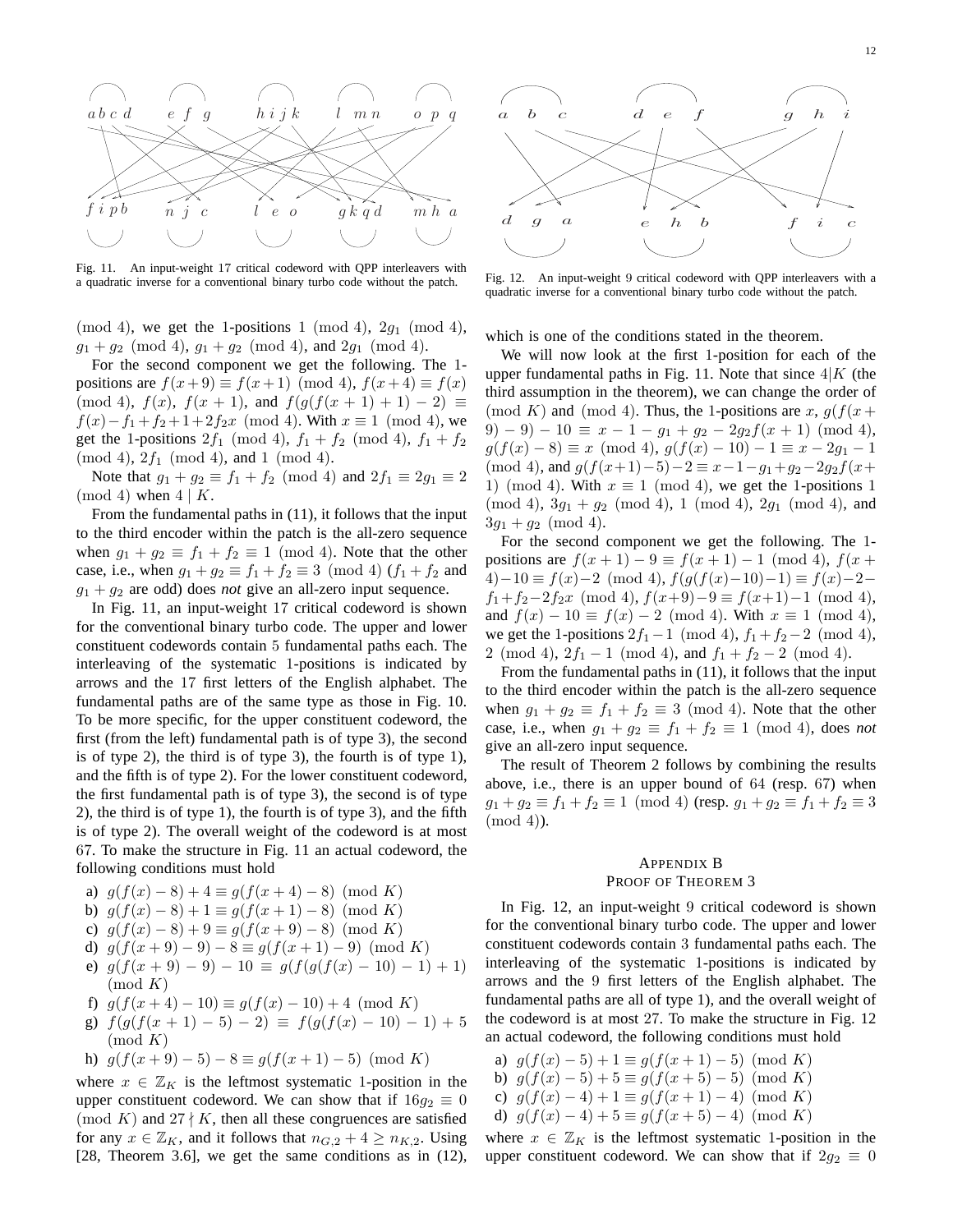Fig. 11. An input-weight 17 critical codeword with QPP interleavers with a quadratic inverse for a conventional binary turbo code without the patch.

Fig. 12. An input-weight 9 critical codeword with QPP interleavers with a quadratic inverse for a conventional binary turbo code without the patch.

$\pmod 4$, we get the 1-positions $1 \pmod 4$, $2g_1 \pmod 4$, $g_1+g_2 \pmod 4$, $g_1+g_2 \pmod 4$, and $2g_1 \pmod 4$.

For the second component we get the following. The 1-positions are $f(x+9) \equiv f(x+1) \pmod 4$, $f(x+4) \equiv f(x) \pmod 4$, $f(x)$, $f(x+1)$, and $f(g(f(x+1)+1)-2) \equiv f(x)-f_1+f_2+1+2f_2x \pmod 4$. With $x \equiv 1 \pmod 4$, we get the 1-positions $2f_1 \pmod 4$, $f_1+f_2 \pmod 4$, $f_1+f_2 \pmod 4$, $2f_1 \pmod 4$, and $1 \pmod 4$.

Note that $g_1+g_2 \equiv f_1+f_2 \pmod 4$ and $2f_1 \equiv 2g_1 \equiv 2 \pmod 4$ when $4 \mid K$.

From the fundamental paths in (11), it follows that the input to the third encoder within the patch is the all-zero sequence when $g_1+g_2 \equiv f_1+f_2 \equiv 1 \pmod 4$. Note that the other case, i.e., when $g_1+g_2 \equiv f_1+f_2 \equiv 3 \pmod 4$ ($f_1+f_2$ and $g_1+g_2$ are odd) does *not* give an all-zero input sequence.

In Fig. 11, an input-weight 17 critical codeword is shown for the conventional binary turbo code. The upper and lower constituent codewords contain 5 fundamental paths each. The interleaving of the systematic 1-positions is indicated by arrows and the 17 first letters of the English alphabet. The fundamental paths are of the same type as those in Fig. 10. To be more specific, for the upper constituent codeword, the first (from the left) fundamental path is of type 3), the second is of type 2), the third is of type 3), the fourth is of type 1), and the fifth is of type 2). For the lower constituent codeword, the first fundamental path is of type 3), the second is of type 2), the third is of type 1), the fourth is of type 3), and the fifth is of type 2). The overall weight of the codeword is at most 67. To make the structure in Fig. 11 an actual codeword, the following conditions must hold

a) $g(f(x)-8)+4 \equiv g(f(x+4)-8) \pmod K$
b) $g(f(x)-8)+1 \equiv g(f(x+1)-8) \pmod K$
c) $g(f(x)-8)+9 \equiv g(f(x+9)-8) \pmod K$
d) $g(f(x+9)-9)-8 \equiv g(f(x+1)-9) \pmod K$
e) $g(f(x+9)-9)-10 \equiv g(f(g(f(x)-10)-1)+1) \pmod K$
f) $g(f(x+4)-10) \equiv g(f(x)-10)+4 \pmod K$
g) $f(g(f(x+1)-5)-2) \equiv f(g(f(x)-10)-1)+5 \pmod K$
h) $g(f(x+9)-5)-8 \equiv g(f(x+1)-5) \pmod K$

where $x \in \mathbb{Z}_K$ is the leftmost systematic 1-position in the upper constituent codeword. We can show that if $16g_2 \equiv 0 \pmod K$ and $27 \nmid K$, then all these congruences are satisfied for any $x \in \mathbb{Z}_K$, and it follows that $n_{G,2}+4 \geq n_{K,2}$. Using [28, Theorem 3.6], we get the same conditions as in (12), which is one of the conditions stated in the theorem.

We will now look at the first 1-position for each of the upper fundamental paths in Fig. 11. Note that since $4|K$ (the third assumption in the theorem), we can change the order of $\pmod K$ and $\pmod 4$. Thus, the 1-positions are $x$, $g(f(x+9)-9)-10 \equiv x-1-g_1+g_2-2g_2f(x+1) \pmod 4$, $g(f(x)-8) \equiv x \pmod 4$, $g(f(x)-10)-1 \equiv x-2g_1-1 \pmod 4$, and $g(f(x+1)-5)-2 \equiv x-1-g_1+g_2-2g_2f(x+1) \pmod 4$. With $x \equiv 1 \pmod 4$, we get the 1-positions $1 \pmod 4$, $3g_1+g_2 \pmod 4$, $1 \pmod 4$, $2g_1 \pmod 4$, and $3g_1+g_2 \pmod 4$.

For the second component we get the following. The 1-positions are $f(x+1)-9 \equiv f(x+1)-1 \pmod 4$, $f(x+4)-10 \equiv f(x)-2 \pmod 4$, $f(g(f(x)-10)-1) \equiv f(x)-2-f_1+f_2-2f_2x \pmod 4$, $f(x+9)-9 \equiv f(x+1)-1 \pmod 4$, and $f(x)-10 \equiv f(x)-2 \pmod 4$. With $x \equiv 1 \pmod 4$, we get the 1-positions $2f_1-1 \pmod 4$, $f_1+f_2-2 \pmod 4$, $2 \pmod 4$, $2f_1-1 \pmod 4$, and $f_1+f_2-2 \pmod 4$.

From the fundamental paths in (11), it follows that the input to the third encoder within the patch is the all-zero sequence when $g_1+g_2 \equiv f_1+f_2 \equiv 3 \pmod 4$. Note that the other case, i.e., when $g_1+g_2 \equiv f_1+f_2 \equiv 1 \pmod 4$, does *not* give an all-zero input sequence.

The result of Theorem 2 follows by combining the results above, i.e., there is an upper bound of 64 (resp. 67) when $g_1+g_2 \equiv f_1+f_2 \equiv 1 \pmod 4$ (resp. $g_1+g_2 \equiv f_1+f_2 \equiv 3 \pmod 4$).

## Appendix B
## Proof of Theorem 3

In Fig. 12, an input-weight 9 critical codeword is shown for the conventional binary turbo code. The upper and lower constituent codewords contain 3 fundamental paths each. The interleaving of the systematic 1-positions is indicated by arrows and the 9 first letters of the English alphabet. The fundamental paths are all of type 1), and the overall weight of the codeword is at most 27. To make the structure in Fig. 12 an actual codeword, the following conditions must hold

a) $g(f(x)-5)+1 \equiv g(f(x+1)-5) \pmod K$
b) $g(f(x)-5)+5 \equiv g(f(x+5)-5) \pmod K$
c) $g(f(x)-4)+1 \equiv g(f(x+1)-4) \pmod K$
d) $g(f(x)-4)+5 \equiv g(f(x+5)-4) \pmod K$

where $x \in \mathbb{Z}_K$ is the leftmost systematic 1-position in the upper constituent codeword. We can show that if $2g_2 \equiv 0$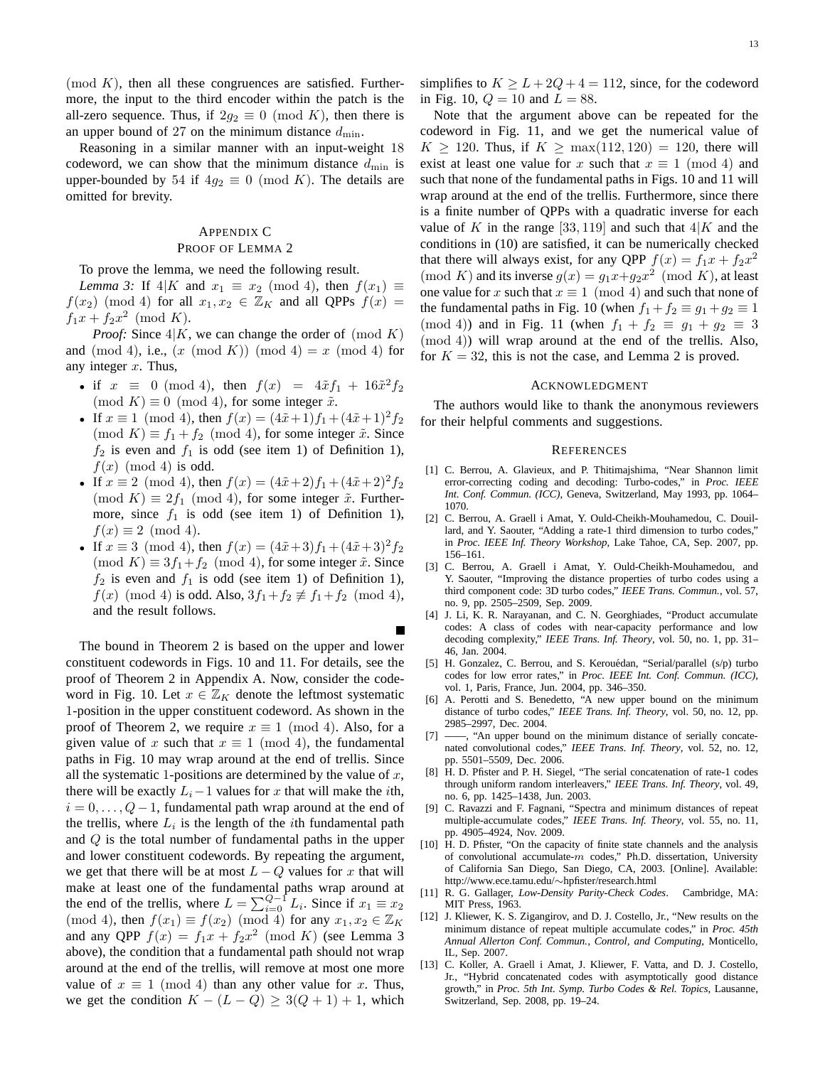$\pmod K$), then all these congruences are satisfied. Furthermore, the input to the third encoder within the patch is the all-zero sequence. Thus, if $2g_2 \equiv 0 \pmod K$, then there is an upper bound of 27 on the minimum distance $d_{\min}$.

Reasoning in a similar manner with an input-weight 18 codeword, we can show that the minimum distance $d_{\min}$ is upper-bounded by 54 if $4g_2 \equiv 0 \pmod K$. The details are omitted for brevity.

## Appendix C
## Proof of Lemma 2

To prove the lemma, we need the following result.

*Lemma 3:* If $4|K$ and $x_1 \equiv x_2 \pmod 4$, then $f(x_1) \equiv f(x_2) \pmod 4$ for all $x_1, x_2 \in \mathbb{Z}_K$ and all QPPs $f(x) = f_1 x + f_2 x^2 \pmod K$.

*Proof:* Since $4|K$, we can change the order of $\pmod K$ and $\pmod 4$, i.e., $(x \pmod K) \pmod 4 = x \pmod 4$ for any integer $x$. Thus,

- if $x \equiv 0 \pmod 4$, then $f(x) = 4\tilde{x} f_1 + 16\tilde{x}^2 f_2 \pmod K \equiv 0 \pmod 4$, for some integer $\tilde{x}$.
- If $x \equiv 1 \pmod 4$, then $f(x) = (4\tilde{x}+1)f_1 + (4\tilde{x}+1)^2 f_2 \pmod K \equiv f_1 + f_2 \pmod 4$, for some integer $\tilde{x}$. Since $f_2$ is even and $f_1$ is odd (see item 1) of Definition 1), $f(x) \pmod 4$ is odd.
- If $x \equiv 2 \pmod 4$, then $f(x) = (4\tilde{x}+2)f_1 + (4\tilde{x}+2)^2 f_2 \pmod K \equiv 2f_1 \pmod 4$, for some integer $\tilde{x}$. Furthermore, since $f_1$ is odd (see item 1) of Definition 1), $f(x) \equiv 2 \pmod 4$.
- If $x \equiv 3 \pmod 4$, then $f(x) = (4\tilde{x}+3)f_1 + (4\tilde{x}+3)^2 f_2 \pmod K \equiv 3f_1 + f_2 \pmod 4$, for some integer $\tilde{x}$. Since $f_2$ is even and $f_1$ is odd (see item 1) of Definition 1), $f(x) \pmod 4$ is odd. Also, $3f_1 + f_2 \not\equiv f_1 + f_2 \pmod 4$, and the result follows.

∎

The bound in Theorem 2 is based on the upper and lower constituent codewords in Figs. 10 and 11. For details, see the proof of Theorem 2 in Appendix A. Now, consider the codeword in Fig. 10. Let $x \in \mathbb{Z}_K$ denote the leftmost systematic 1-position in the upper constituent codeword. As shown in the proof of Theorem 2, we require $x \equiv 1 \pmod 4$. Also, for a given value of $x$ such that $x \equiv 1 \pmod 4$, the fundamental paths in Fig. 10 may wrap around at the end of trellis. Since all the systematic 1-positions are determined by the value of $x$, there will be exactly $L_i - 1$ values for $x$ that will make the $i$th, $i = 0, \dots, Q-1$, fundamental path wrap around at the end of the trellis, where $L_i$ is the length of the $i$th fundamental path and $Q$ is the total number of fundamental paths in the upper and lower constituent codewords. By repeating the argument, we get that there will be at most $L - Q$ values for $x$ that will make at least one of the fundamental paths wrap around at the end of the trellis, where $L = \sum_{i=0}^{Q-1} L_i$. Since if $x_1 \equiv x_2 \pmod 4$, then $f(x_1) \equiv f(x_2) \pmod 4$ for any $x_1, x_2 \in \mathbb{Z}_K$ and any QPP $f(x) = f_1 x + f_2 x^2 \pmod K$ (see Lemma 3 above), the condition that a fundamental path should not wrap around at the end of the trellis, will remove at most one more value of $x \equiv 1 \pmod 4$ than any other value for $x$. Thus, we get the condition $K - (L - Q) \geq 3(Q+1) + 1$, which simplifies to $K \geq L + 2Q + 4 = 112$, since, for the codeword in Fig. 10, $Q = 10$ and $L = 88$.

Note that the argument above can be repeated for the codeword in Fig. 11, and we get the numerical value of $K \geq 120$. Thus, if $K \geq \max(112, 120) = 120$, there will exist at least one value for $x$ such that $x \equiv 1 \pmod 4$ and such that none of the fundamental paths in Figs. 10 and 11 will wrap around at the end of the trellis. Furthermore, since there is a finite number of QPPs with a quadratic inverse for each value of $K$ in the range $[33, 119]$ and such that $4|K$ and the conditions in (10) are satisfied, it can be numerically checked that there will always exist, for any QPP $f(x) = f_1 x + f_2 x^2 \pmod K$ and its inverse $g(x) = g_1 x + g_2 x^2 \pmod K$, at least one value for $x$ such that $x \equiv 1 \pmod 4$ and such that none of the fundamental paths in Fig. 10 (when $f_1 + f_2 \equiv g_1 + g_2 \equiv 1 \pmod 4$) and in Fig. 11 (when $f_1 + f_2 \equiv g_1 + g_2 \equiv 3 \pmod 4$) will wrap around at the end of the trellis. Also, for $K = 32$, this is not the case, and Lemma 2 is proved.

## Acknowledgment

The authors would like to thank the anonymous reviewers for their helpful comments and suggestions.

## References

[1] C. Berrou, A. Glavieux, and P. Thitimajshima, "Near Shannon limit error-correcting coding and decoding: Turbo-codes," in *Proc. IEEE Int. Conf. Commun. (ICC)*, Geneva, Switzerland, May 1993, pp. 1064–1070.

[2] C. Berrou, A. Graell i Amat, Y. Ould-Cheikh-Mouhamedou, C. Douillard, and Y. Saouter, "Adding a rate-1 third dimension to turbo codes," in *Proc. IEEE Inf. Theory Workshop*, Lake Tahoe, CA, Sep. 2007, pp. 156–161.

[3] C. Berrou, A. Graell i Amat, Y. Ould-Cheikh-Mouhamedou, and Y. Saouter, "Improving the distance properties of turbo codes using a third component code: 3D turbo codes," *IEEE Trans. Commun.*, vol. 57, no. 9, pp. 2505–2509, Sep. 2009.

[4] J. Li, K. R. Narayanan, and C. N. Georghiades, "Product accumulate codes: A class of codes with near-capacity performance and low decoding complexity," *IEEE Trans. Inf. Theory*, vol. 50, no. 1, pp. 31–46, Jan. 2004.

[5] H. Gonzalez, C. Berrou, and S. Kerouédan, "Serial/parallel (s/p) turbo codes for low error rates," in *Proc. IEEE Int. Conf. Commun. (ICC)*, vol. 1, Paris, France, Jun. 2004, pp. 346–350.

[6] A. Perotti and S. Benedetto, "A new upper bound on the minimum distance of turbo codes," *IEEE Trans. Inf. Theory*, vol. 50, no. 12, pp. 2985–2997, Dec. 2004.

[7] ——, "An upper bound on the minimum distance of serially concatenated convolutional codes," *IEEE Trans. Inf. Theory*, vol. 52, no. 12, pp. 5501–5509, Dec. 2006.

[8] H. D. Pfister and P. H. Siegel, "The serial concatenation of rate-1 codes through uniform random interleavers," *IEEE Trans. Inf. Theory*, vol. 49, no. 6, pp. 1425–1438, Jun. 2003.

[9] C. Ravazzi and F. Fagnani, "Spectra and minimum distances of repeat multiple-accumulate codes," *IEEE Trans. Inf. Theory*, vol. 55, no. 11, pp. 4905–4924, Nov. 2009.

[10] H. D. Pfister, "On the capacity of finite state channels and the analysis of convolutional accumulate-$m$ codes," Ph.D. dissertation, University of California San Diego, San Diego, CA, 2003. [Online]. Available: http://www.ece.tamu.edu/∼hpfister/research.html

[11] R. G. Gallager, *Low-Density Parity-Check Codes*. Cambridge, MA: MIT Press, 1963.

[12] J. Kliewer, K. S. Zigangirov, and D. J. Costello, Jr., "New results on the minimum distance of repeat multiple accumulate codes," in *Proc. 45th Annual Allerton Conf. Commun., Control, and Computing*, Monticello, IL, Sep. 2007.

[13] C. Koller, A. Graell i Amat, J. Kliewer, F. Vatta, and D. J. Costello, Jr., "Hybrid concatenated codes with asymptotically good distance growth," in *Proc. 5th Int. Symp. Turbo Codes & Rel. Topics*, Lausanne, Switzerland, Sep. 2008, pp. 19–24.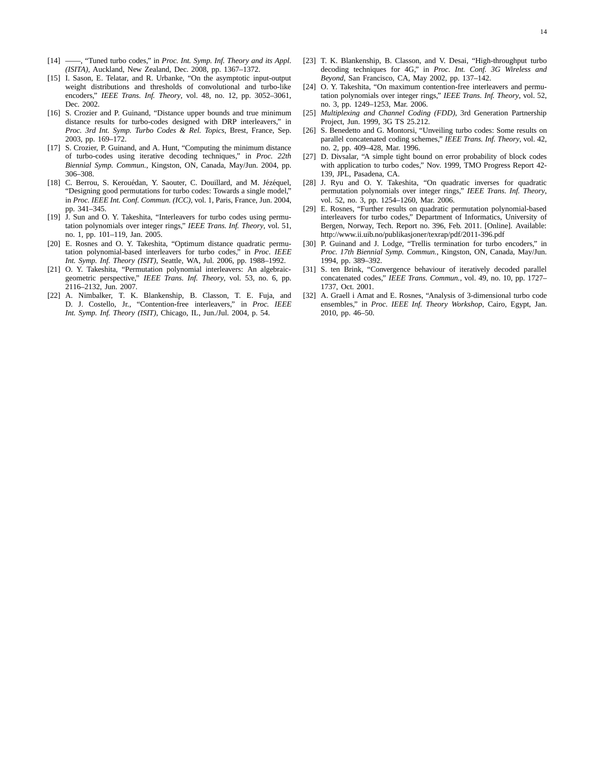[14] ——, “Tuned turbo codes,” in *Proc. Int. Symp. Inf. Theory and its Appl. (ISITA)*, Auckland, New Zealand, Dec. 2008, pp. 1367–1372.

[15] I. Sason, E. Telatar, and R. Urbanke, “On the asymptotic input-output weight distributions and thresholds of convolutional and turbo-like encoders,” *IEEE Trans. Inf. Theory*, vol. 48, no. 12, pp. 3052–3061, Dec. 2002.

[16] S. Crozier and P. Guinand, “Distance upper bounds and true minimum distance results for turbo-codes designed with DRP interleavers,” in *Proc. 3rd Int. Symp. Turbo Codes & Rel. Topics*, Brest, France, Sep. 2003, pp. 169–172.

[17] S. Crozier, P. Guinand, and A. Hunt, “Computing the minimum distance of turbo-codes using iterative decoding techniques,” in *Proc. 22th Biennial Symp. Commun.*, Kingston, ON, Canada, May/Jun. 2004, pp. 306–308.

[18] C. Berrou, S. Kerouédan, Y. Saouter, C. Douillard, and M. Jézéquel, “Designing good permutations for turbo codes: Towards a single model,” in *Proc. IEEE Int. Conf. Commun. (ICC)*, vol. 1, Paris, France, Jun. 2004, pp. 341–345.

[19] J. Sun and O. Y. Takeshita, “Interleavers for turbo codes using permutation polynomials over integer rings,” *IEEE Trans. Inf. Theory*, vol. 51, no. 1, pp. 101–119, Jan. 2005.

[20] E. Rosnes and O. Y. Takeshita, “Optimum distance quadratic permutation polynomial-based interleavers for turbo codes,” in *Proc. IEEE Int. Symp. Inf. Theory (ISIT)*, Seattle, WA, Jul. 2006, pp. 1988–1992.

[21] O. Y. Takeshita, “Permutation polynomial interleavers: An algebraic-geometric perspective,” *IEEE Trans. Inf. Theory*, vol. 53, no. 6, pp. 2116–2132, Jun. 2007.

[22] A. Nimbalker, T. K. Blankenship, B. Classon, T. E. Fuja, and D. J. Costello, Jr., “Contention-free interleavers,” in *Proc. IEEE Int. Symp. Inf. Theory (ISIT)*, Chicago, IL, Jun./Jul. 2004, p. 54.

[23] T. K. Blankenship, B. Classon, and V. Desai, “High-throughput turbo decoding techniques for 4G,” in *Proc. Int. Conf. 3G Wireless and Beyond*, San Francisco, CA, May 2002, pp. 137–142.

[24] O. Y. Takeshita, “On maximum contention-free interleavers and permutation polynomials over integer rings,” *IEEE Trans. Inf. Theory*, vol. 52, no. 3, pp. 1249–1253, Mar. 2006.

[25] *Multiplexing and Channel Coding (FDD)*, 3rd Generation Partnership Project, Jun. 1999, 3G TS 25.212.

[26] S. Benedetto and G. Montorsi, “Unveiling turbo codes: Some results on parallel concatenated coding schemes,” *IEEE Trans. Inf. Theory*, vol. 42, no. 2, pp. 409–428, Mar. 1996.

[27] D. Divsalar, “A simple tight bound on error probability of block codes with application to turbo codes,” Nov. 1999, TMO Progress Report 42-139, JPL, Pasadena, CA.

[28] J. Ryu and O. Y. Takeshita, “On quadratic inverses for quadratic permutation polynomials over integer rings,” *IEEE Trans. Inf. Theory*, vol. 52, no. 3, pp. 1254–1260, Mar. 2006.

[29] E. Rosnes, “Further results on quadratic permutation polynomial-based interleavers for turbo codes,” Department of Informatics, University of Bergen, Norway, Tech. Report no. 396, Feb. 2011. [Online]. Available: http://www.ii.uib.no/publikasjoner/texrap/pdf/2011-396.pdf

[30] P. Guinand and J. Lodge, “Trellis termination for turbo encoders,” in *Proc. 17th Biennial Symp. Commun.*, Kingston, ON, Canada, May/Jun. 1994, pp. 389–392.

[31] S. ten Brink, “Convergence behaviour of iteratively decoded parallel concatenated codes,” *IEEE Trans. Commun.*, vol. 49, no. 10, pp. 1727–1737, Oct. 2001.

[32] A. Graell i Amat and E. Rosnes, “Analysis of 3-dimensional turbo code ensembles,” in *Proc. IEEE Inf. Theory Workshop*, Cairo, Egypt, Jan. 2010, pp. 46–50.